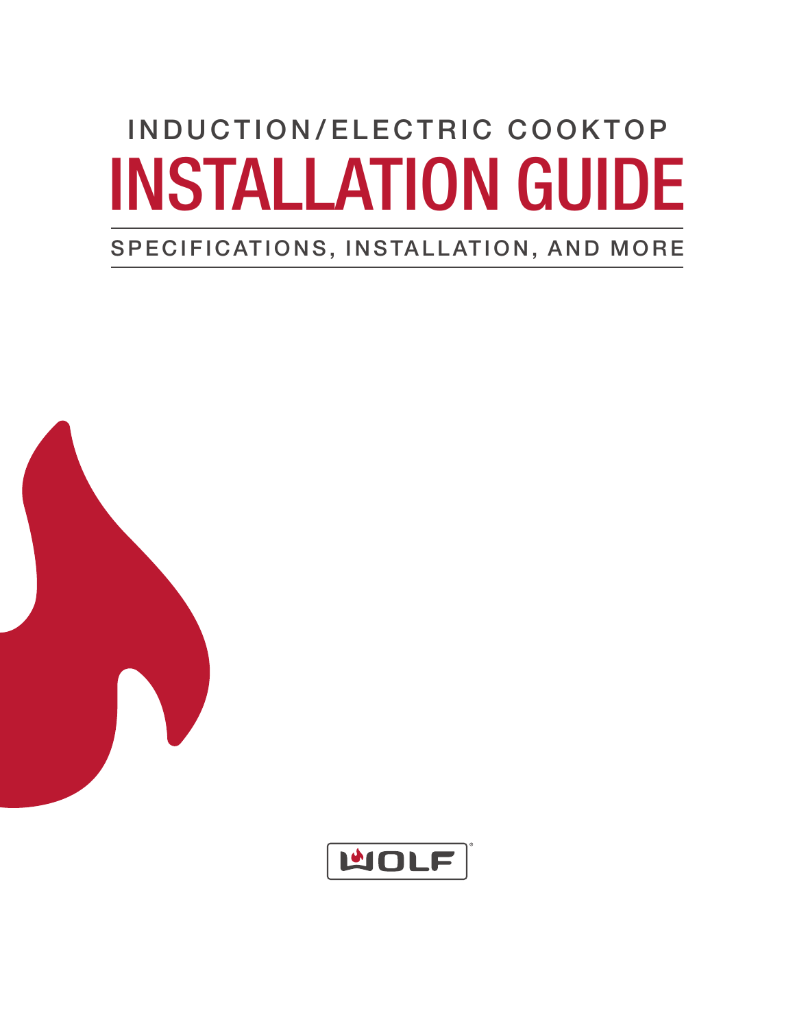INDUCTION/ELECTRIC COOKTOP

# INSTALLATION GUIDE

## SPECIFICATIONS, INSTALLATION, AND MORE

WOLF®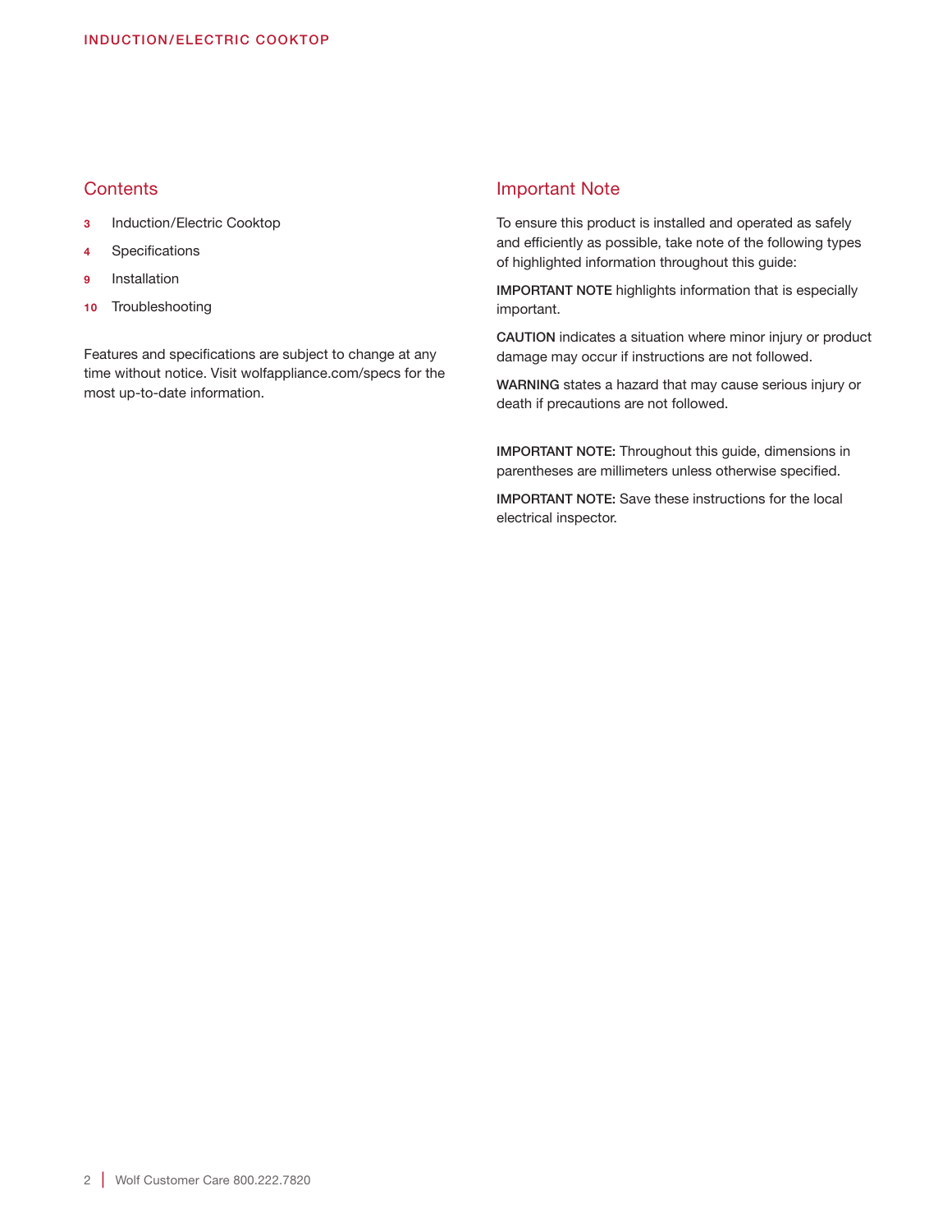## Contents

- **3** Induction/Electric Cooktop
- **4** Specifications
- **9** Installation
- **10** Troubleshooting

Features and specifications are subject to change at any time without notice. Visit wolfappliance.com/specs for the most up-to-date information.

## Important Note

To ensure this product is installed and operated as safely and efficiently as possible, take note of the following types of highlighted information throughout this guide:

**IMPORTANT NOTE** highlights information that is especially important.

**CAUTION** indicates a situation where minor injury or product damage may occur if instructions are not followed.

**WARNING** states a hazard that may cause serious injury or death if precautions are not followed.

**IMPORTANT NOTE:** Throughout this guide, dimensions in parentheses are millimeters unless otherwise specified.

**IMPORTANT NOTE:** Save these instructions for the local electrical inspector.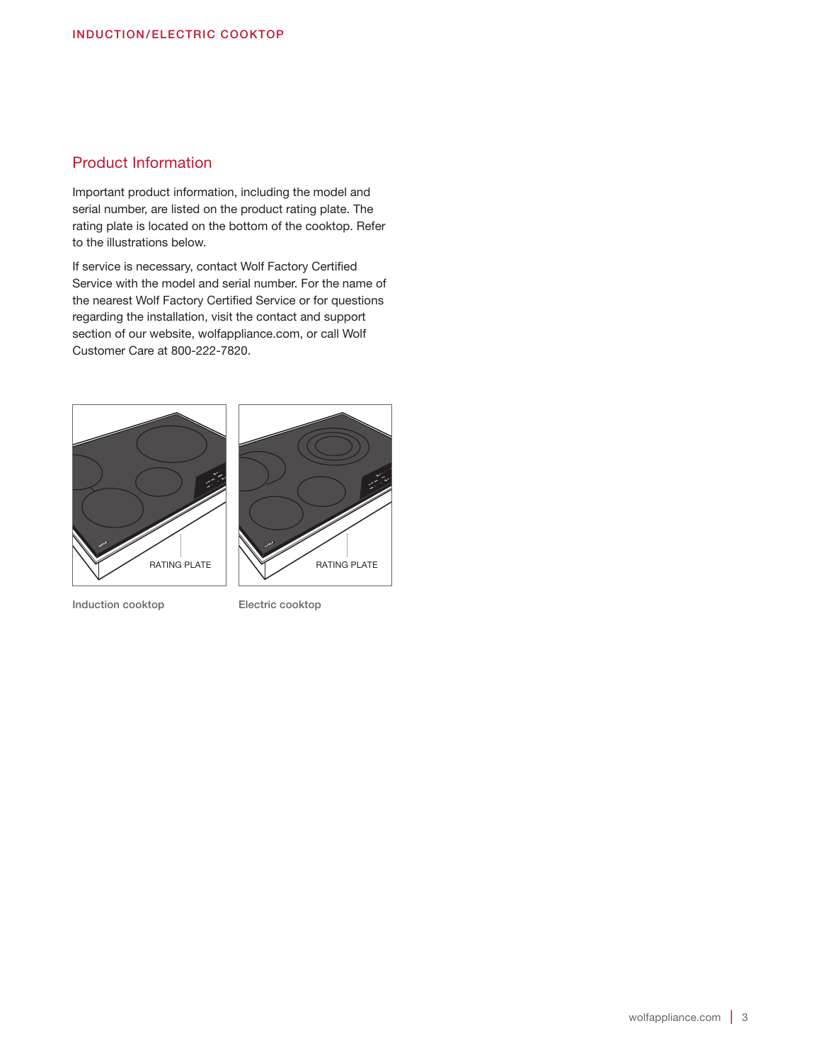## Product Information

Important product information, including the model and serial number, are listed on the product rating plate. The rating plate is located on the bottom of the cooktop. Refer to the illustrations below.

If service is necessary, contact Wolf Factory Certified Service with the model and serial number. For the name of the nearest Wolf Factory Certified Service or for questions regarding the installation, visit the contact and support section of our website, wolfappliance.com, or call Wolf Customer Care at 800-222-7820.

RATING PLATE

Induction cooktop

RATING PLATE

Electric cooktop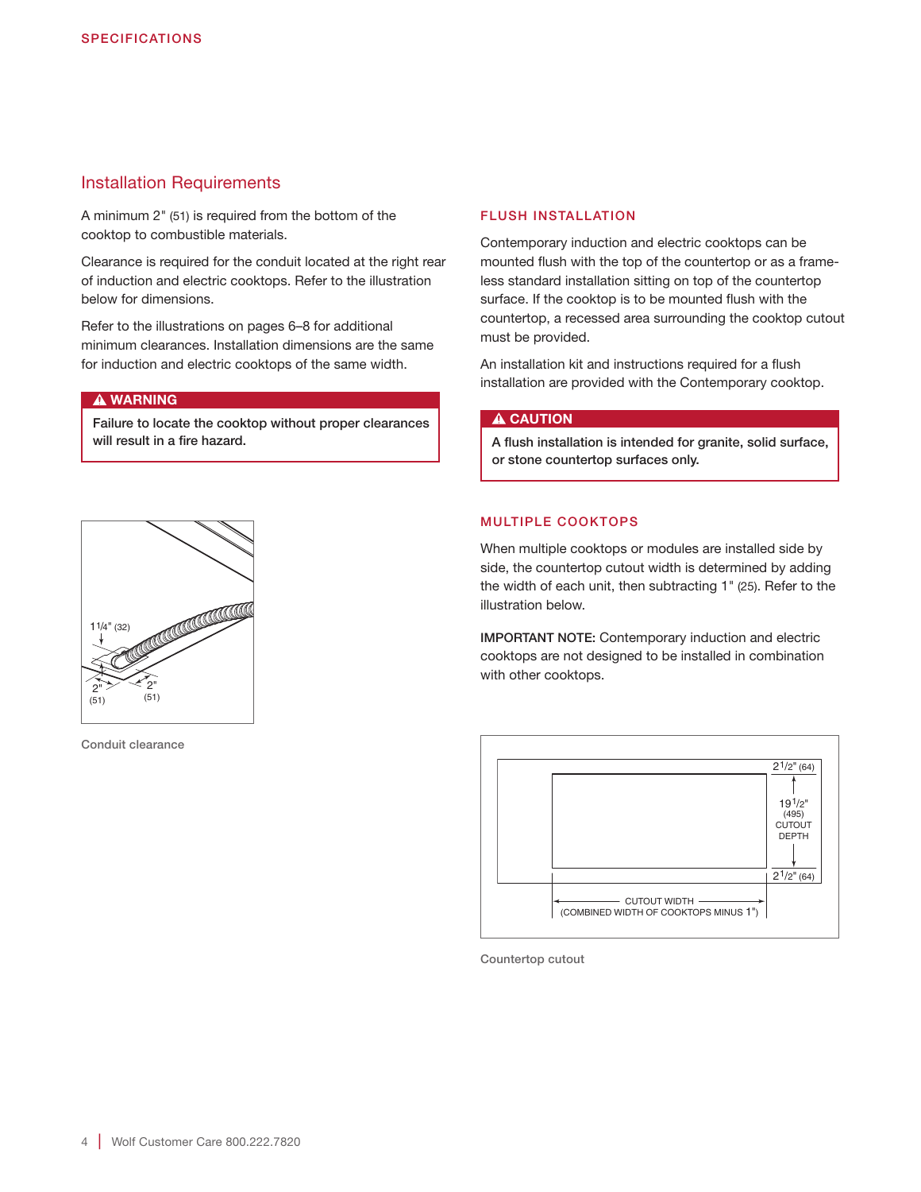## Installation Requirements

A minimum 2" (51) is required from the bottom of the cooktop to combustible materials.

Clearance is required for the conduit located at the right rear of induction and electric cooktops. Refer to the illustration below for dimensions.

Refer to the illustrations on pages 6–8 for additional minimum clearances. Installation dimensions are the same for induction and electric cooktops of the same width.

**⚠ WARNING**

**Failure to locate the cooktop without proper clearances will result in a fire hazard.**

Conduit clearance

### FLUSH INSTALLATION

Contemporary induction and electric cooktops can be mounted flush with the top of the countertop or as a frameless standard installation sitting on top of the countertop surface. If the cooktop is to be mounted flush with the countertop, a recessed area surrounding the cooktop cutout must be provided.

An installation kit and instructions required for a flush installation are provided with the Contemporary cooktop.

**⚠ CAUTION**

**A flush installation is intended for granite, solid surface, or stone countertop surfaces only.**

### MULTIPLE COOKTOPS

When multiple cooktops or modules are installed side by side, the countertop cutout width is determined by adding the width of each unit, then subtracting 1" (25). Refer to the illustration below.

**IMPORTANT NOTE:** Contemporary induction and electric cooktops are not designed to be installed in combination with other cooktops.

Countertop cutout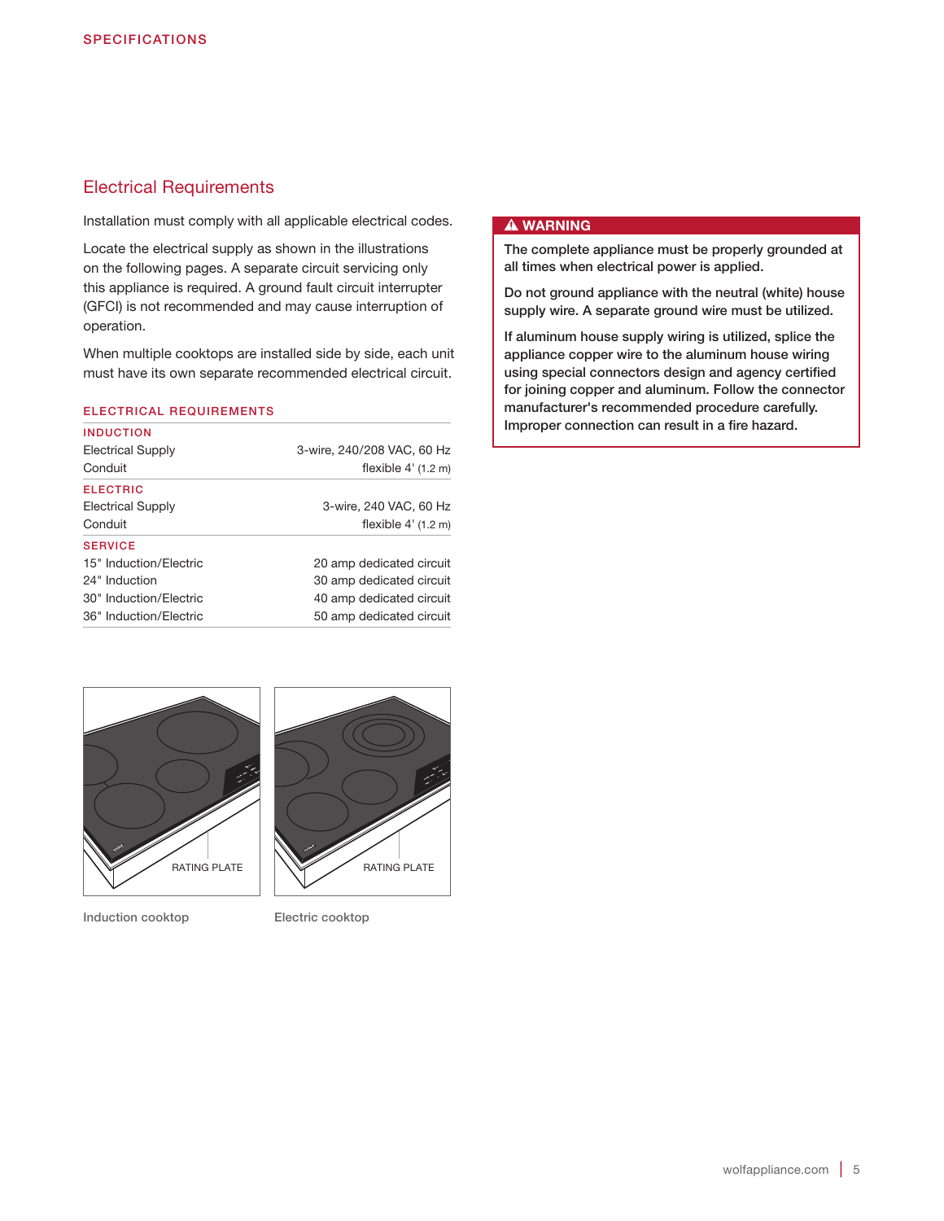## SPECIFICATIONS

### Electrical Requirements

Installation must comply with all applicable electrical codes.

Locate the electrical supply as shown in the illustrations on the following pages. A separate circuit servicing only this appliance is required. A ground fault circuit interrupter (GFCI) is not recommended and may cause interruption of operation.

When multiple cooktops are installed side by side, each unit must have its own separate recommended electrical circuit.

#### ELECTRICAL REQUIREMENTS

| | |
|---|---|
| **INDUCTION** | |
| Electrical Supply | 3-wire, 240/208 VAC, 60 Hz |
| Conduit | flexible 4' (1.2 m) |
| **ELECTRIC** | |
| Electrical Supply | 3-wire, 240 VAC, 60 Hz |
| Conduit | flexible 4' (1.2 m) |
| **SERVICE** | |
| 15" Induction/Electric | 20 amp dedicated circuit |
| 24" Induction | 30 amp dedicated circuit |
| 30" Induction/Electric | 40 amp dedicated circuit |
| 36" Induction/Electric | 50 amp dedicated circuit |

> **⚠ WARNING**
>
> The complete appliance must be properly grounded at all times when electrical power is applied.
>
> Do not ground appliance with the neutral (white) house supply wire. A separate ground wire must be utilized.
>
> If aluminum house supply wiring is utilized, splice the appliance copper wire to the aluminum house wiring using special connectors design and agency certified for joining copper and aluminum. Follow the connector manufacturer's recommended procedure carefully. Improper connection can result in a fire hazard.

RATING PLATE

Induction cooktop

RATING PLATE

Electric cooktop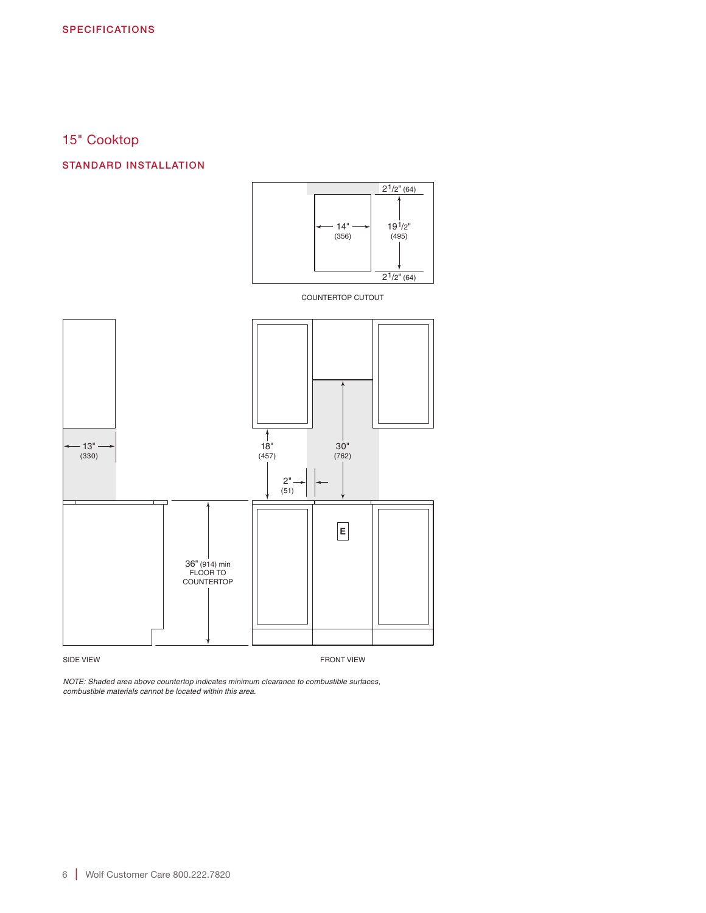## SPECIFICATIONS

# 15" Cooktop

## STANDARD INSTALLATION

2 1/2" (64)

14" (356)

19 1/2" (495)

2 1/2" (64)

COUNTERTOP CUTOUT

13" (330)

18" (457)

30" (762)

2" (51)

E

36" (914) min FLOOR TO COUNTERTOP

SIDE VIEW

FRONT VIEW

*NOTE: Shaded area above countertop indicates minimum clearance to combustible surfaces, combustible materials cannot be located within this area.*

Wolf Customer Care 800.222.7820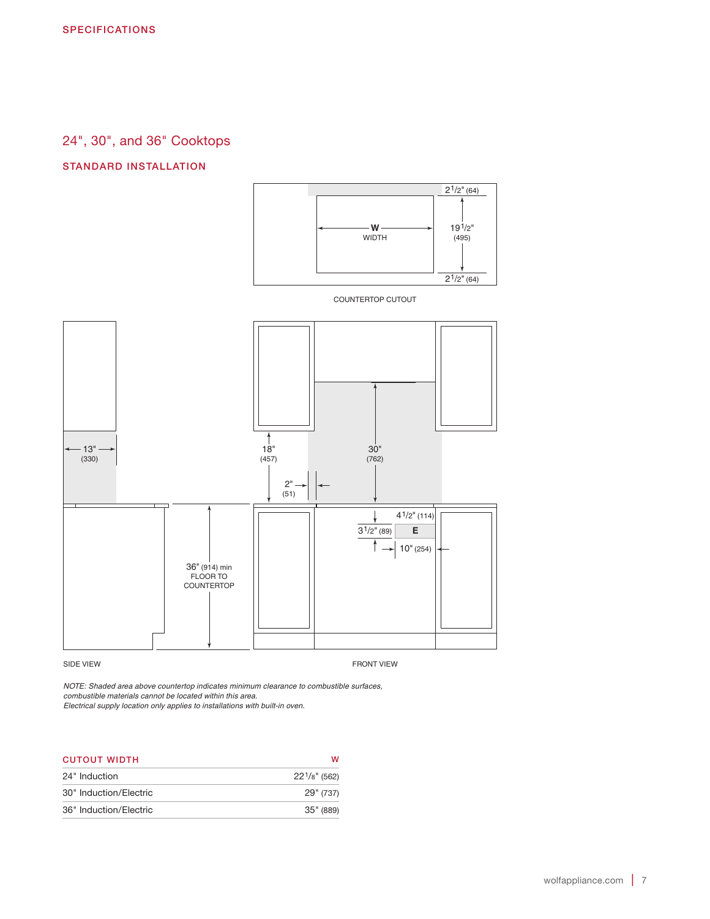SPECIFICATIONS

## 24", 30", and 36" Cooktops

### STANDARD INSTALLATION

COUNTERTOP CUTOUT

SIDE VIEW

FRONT VIEW

*NOTE: Shaded area above countertop indicates minimum clearance to combustible surfaces, combustible materials cannot be located within this area.*
*Electrical supply location only applies to installations with built-in oven.*

| CUTOUT WIDTH | W |
|---|---|
| 24" Induction | 22 1/8" (562) |
| 30" Induction/Electric | 29" (737) |
| 36" Induction/Electric | 35" (889) |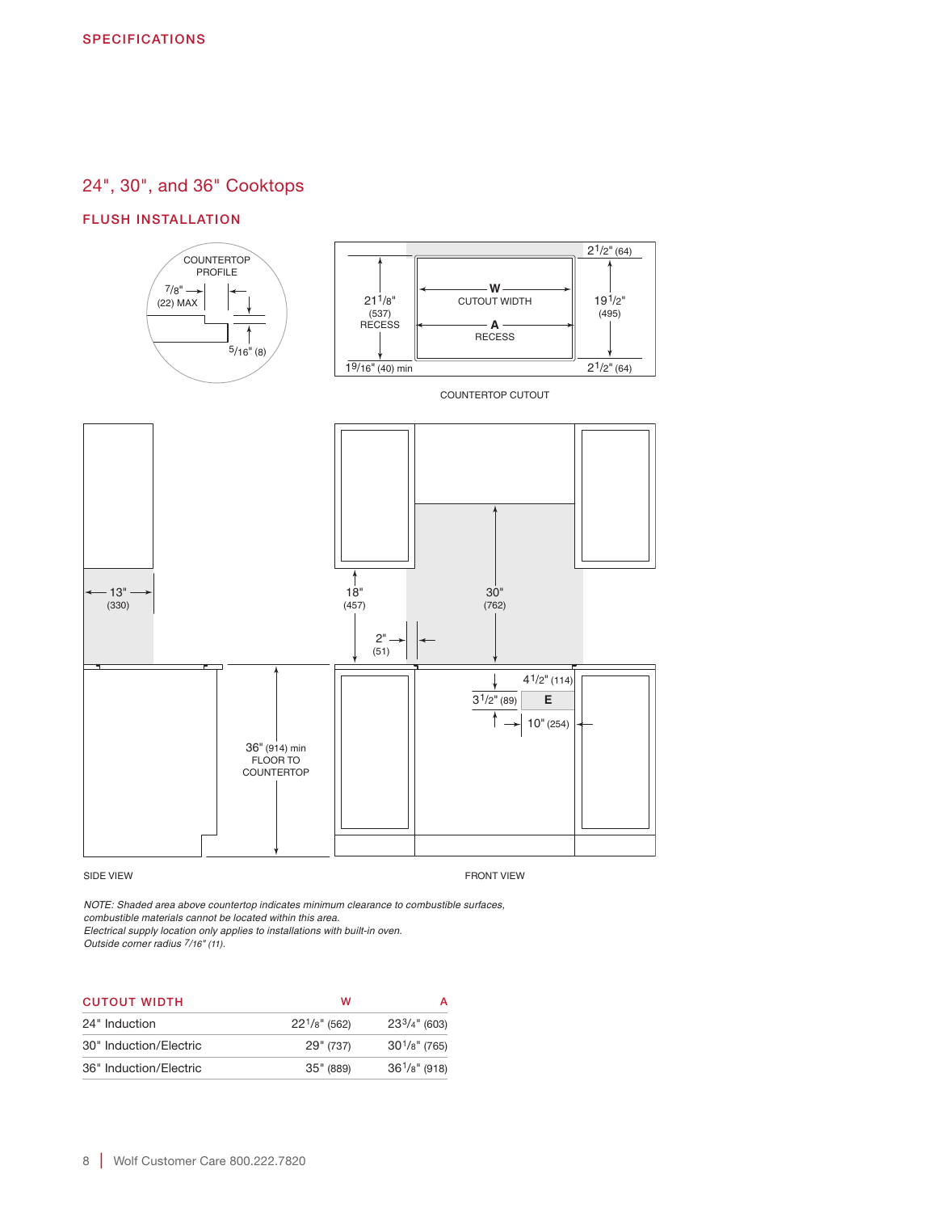SPECIFICATIONS

## 24", 30", and 36" Cooktops

### FLUSH INSTALLATION

COUNTERTOP PROFILE

7/8" (22) MAX

5/16" (8)

21 1/8" (537) RECESS

W CUTOUT WIDTH

A RECESS

2 1/2" (64)

19 1/2" (495)

2 1/2" (64)

1 9/16" (40) min

COUNTERTOP CUTOUT

13" (330)

18" (457)

30" (762)

2" (51)

4 1/2" (114)

3 1/2" (89)

E

10" (254)

36" (914) min FLOOR TO COUNTERTOP

SIDE VIEW

FRONT VIEW

*NOTE: Shaded area above countertop indicates minimum clearance to combustible surfaces, combustible materials cannot be located within this area.*
*Electrical supply location only applies to installations with built-in oven.*
*Outside corner radius 7/16" (11).*

| CUTOUT WIDTH | W | A |
|---|---|---|
| 24" Induction | 22 1/8" (562) | 23 3/4" (603) |
| 30" Induction/Electric | 29" (737) | 30 1/8" (765) |
| 36" Induction/Electric | 35" (889) | 36 1/8" (918) |

Wolf Customer Care 800.222.7820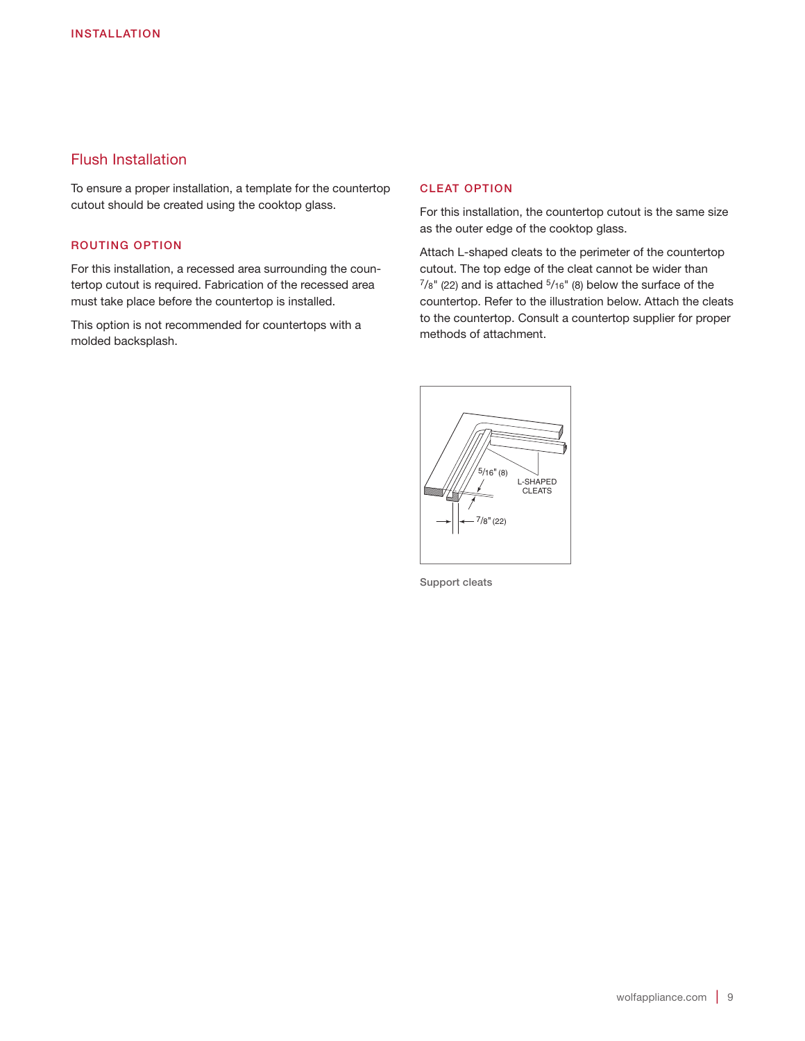## Flush Installation

To ensure a proper installation, a template for the countertop cutout should be created using the cooktop glass.

### ROUTING OPTION

For this installation, a recessed area surrounding the countertop cutout is required. Fabrication of the recessed area must take place before the countertop is installed.

This option is not recommended for countertops with a molded backsplash.

### CLEAT OPTION

For this installation, the countertop cutout is the same size as the outer edge of the cooktop glass.

Attach L-shaped cleats to the perimeter of the countertop cutout. The top edge of the cleat cannot be wider than 7/8" (22) and is attached 5/16" (8) below the surface of the countertop. Refer to the illustration below. Attach the cleats to the countertop. Consult a countertop supplier for proper methods of attachment.

Support cleats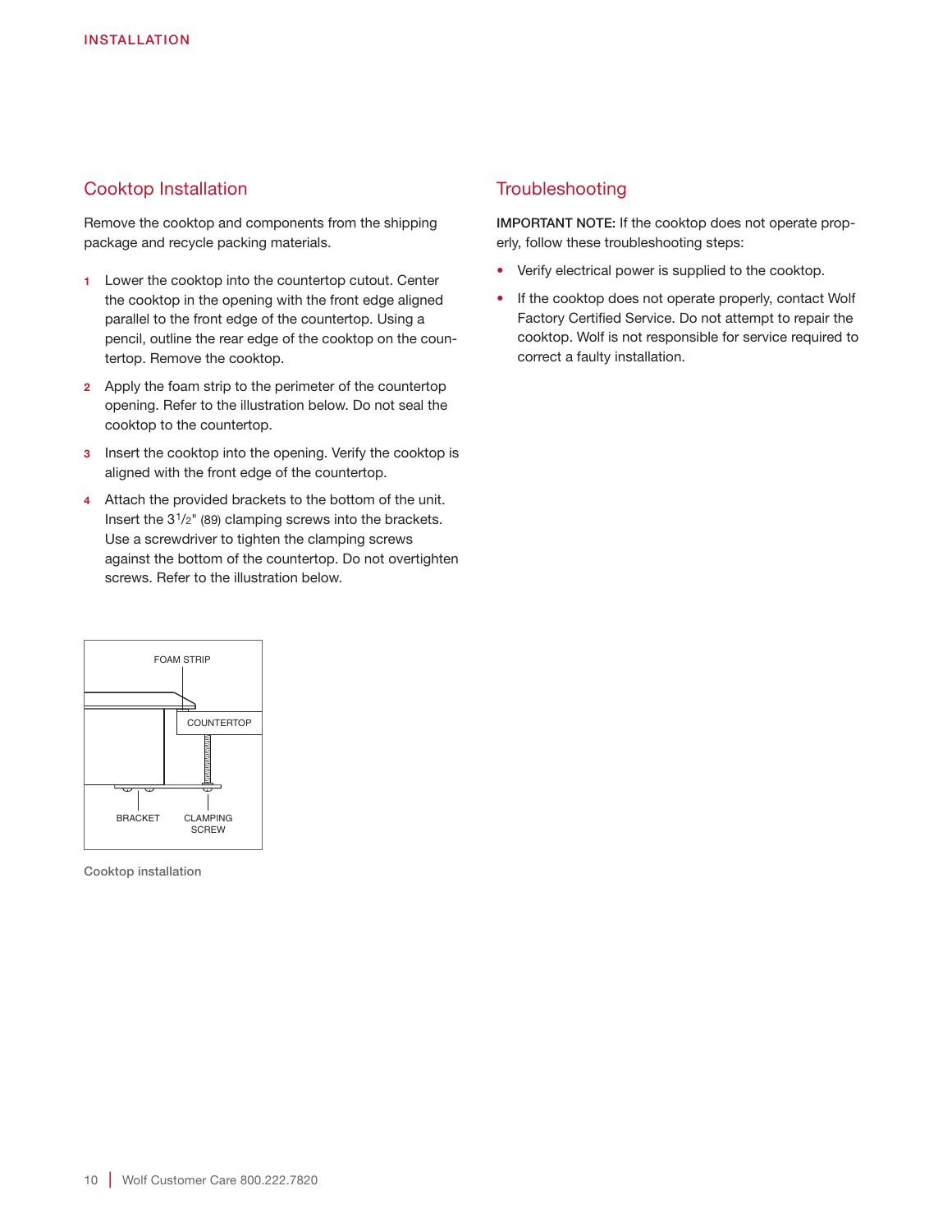## Cooktop Installation

Remove the cooktop and components from the shipping package and recycle packing materials.

1. Lower the cooktop into the countertop cutout. Center the cooktop in the opening with the front edge aligned parallel to the front edge of the countertop. Using a pencil, outline the rear edge of the cooktop on the countertop. Remove the cooktop.
2. Apply the foam strip to the perimeter of the countertop opening. Refer to the illustration below. Do not seal the cooktop to the countertop.
3. Insert the cooktop into the opening. Verify the cooktop is aligned with the front edge of the countertop.
4. Attach the provided brackets to the bottom of the unit. Insert the 3 1/2" (89) clamping screws into the brackets. Use a screwdriver to tighten the clamping screws against the bottom of the countertop. Do not overtighten screws. Refer to the illustration below.

FOAM STRIP

COUNTERTOP

BRACKET

CLAMPING SCREW

Cooktop installation

## Troubleshooting

**IMPORTANT NOTE:** If the cooktop does not operate properly, follow these troubleshooting steps:

- Verify electrical power is supplied to the cooktop.
- If the cooktop does not operate properly, contact Wolf Factory Certified Service. Do not attempt to repair the cooktop. Wolf is not responsible for service required to correct a faulty installation.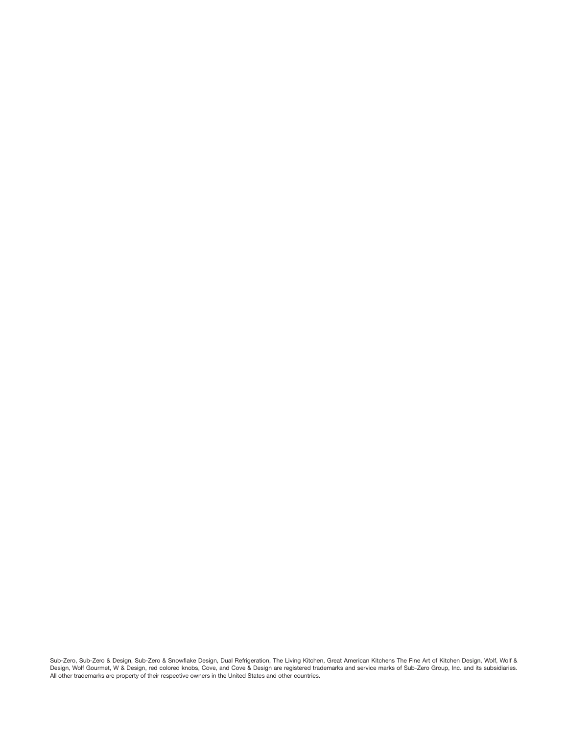Sub-Zero, Sub-Zero & Design, Sub-Zero & Snowflake Design, Dual Refrigeration, The Living Kitchen, Great American Kitchens The Fine Art of Kitchen Design, Wolf, Wolf & Design, Wolf Gourmet, W & Design, red colored knobs, Cove, and Cove & Design are registered trademarks and service marks of Sub-Zero Group, Inc. and its subsidiaries. All other trademarks are property of their respective owners in the United States and other countries.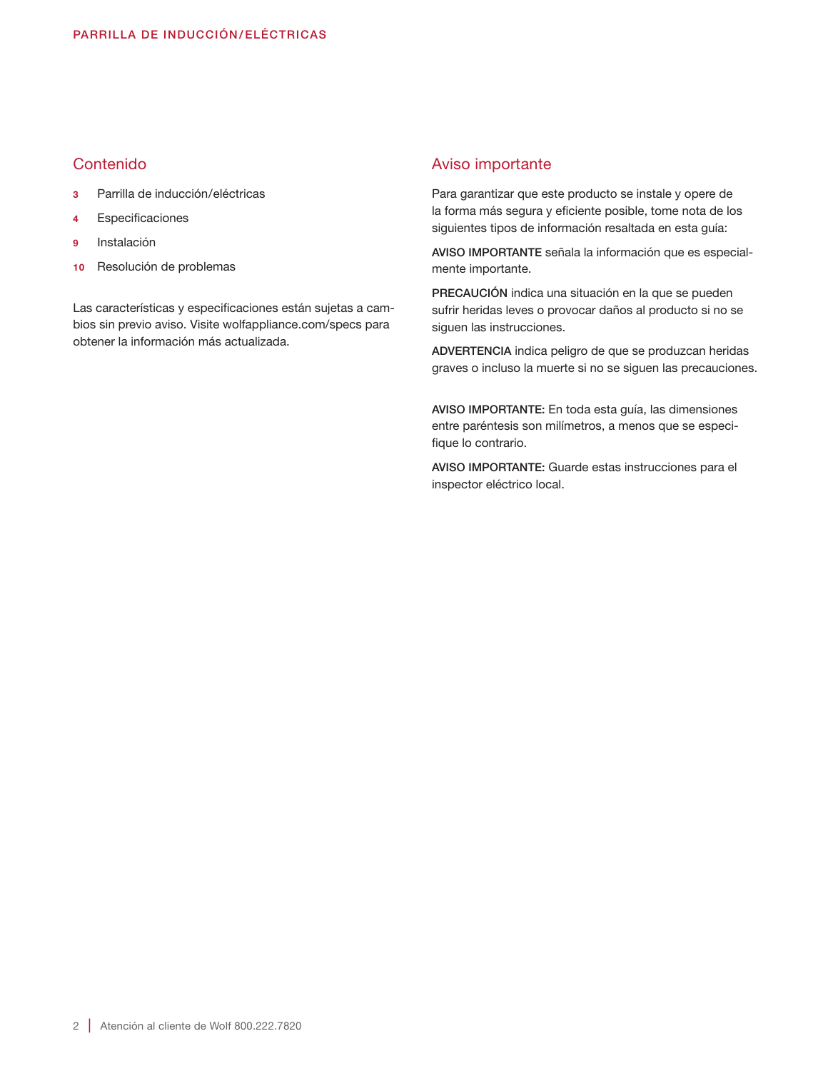## Contenido

- **3** Parrilla de inducción/eléctricas
- **4** Especificaciones
- **9** Instalación
- **10** Resolución de problemas

Las características y especificaciones están sujetas a cambios sin previo aviso. Visite wolfappliance.com/specs para obtener la información más actualizada.

## Aviso importante

Para garantizar que este producto se instale y opere de la forma más segura y eficiente posible, tome nota de los siguientes tipos de información resaltada en esta guía:

**AVISO IMPORTANTE** señala la información que es especialmente importante.

**PRECAUCIÓN** indica una situación en la que se pueden sufrir heridas leves o provocar daños al producto si no se siguen las instrucciones.

**ADVERTENCIA** indica peligro de que se produzcan heridas graves o incluso la muerte si no se siguen las precauciones.

**AVISO IMPORTANTE:** En toda esta guía, las dimensiones entre paréntesis son milímetros, a menos que se especifique lo contrario.

**AVISO IMPORTANTE:** Guarde estas instrucciones para el inspector eléctrico local.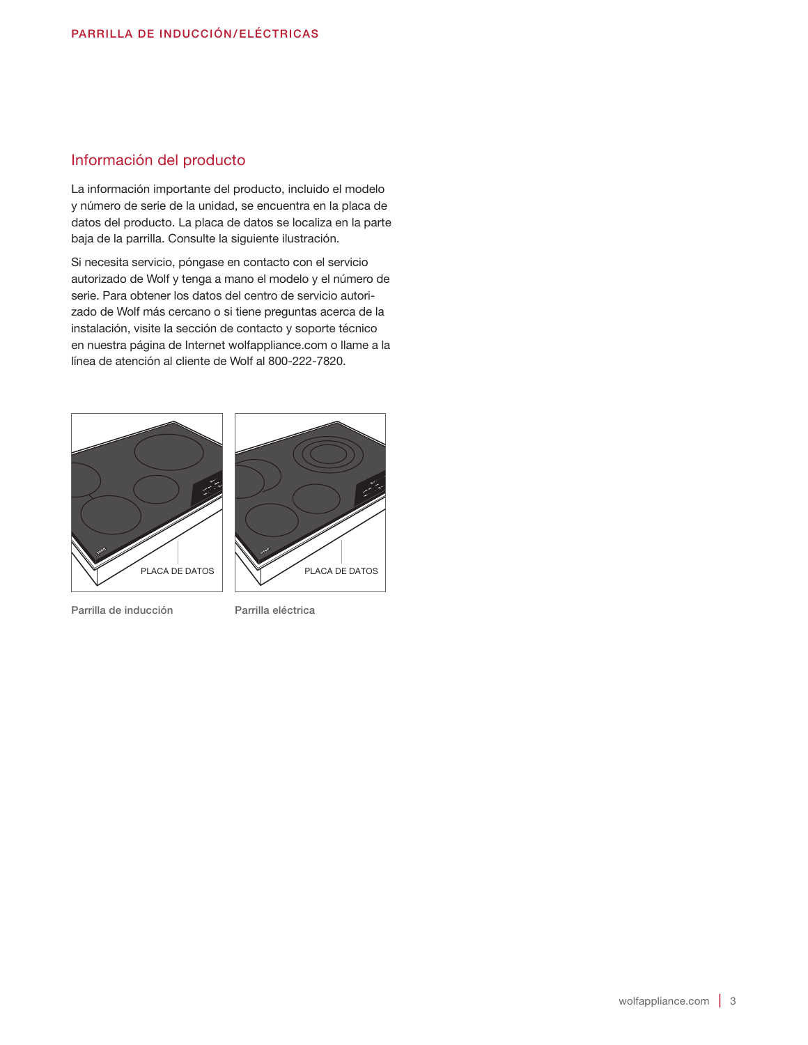## Información del producto

La información importante del producto, incluido el modelo y número de serie de la unidad, se encuentra en la placa de datos del producto. La placa de datos se localiza en la parte baja de la parrilla. Consulte la siguiente ilustración.

Si necesita servicio, póngase en contacto con el servicio autorizado de Wolf y tenga a mano el modelo y el número de serie. Para obtener los datos del centro de servicio autorizado de Wolf más cercano o si tiene preguntas acerca de la instalación, visite la sección de contacto y soporte técnico en nuestra página de Internet wolfappliance.com o llame a la línea de atención al cliente de Wolf al 800-222-7820.

PLACA DE DATOS

Parrilla de inducción

PLACA DE DATOS

Parrilla eléctrica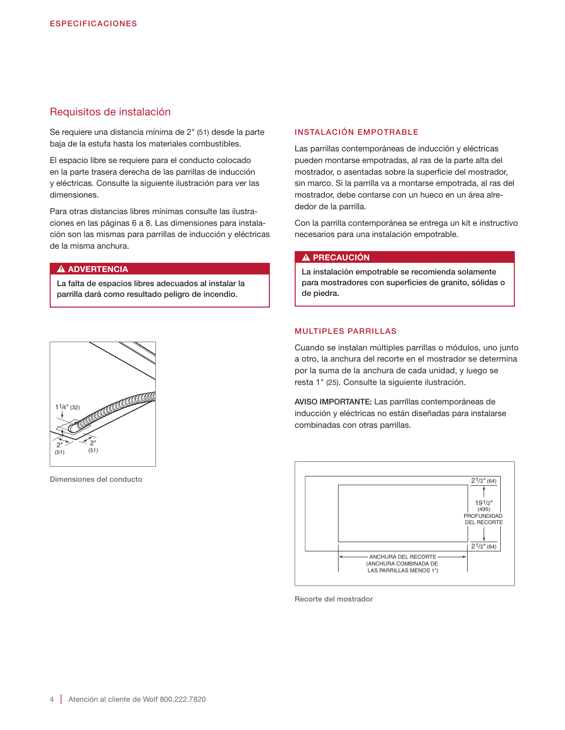## Requisitos de instalación

Se requiere una distancia mínima de 2" (51) desde la parte baja de la estufa hasta los materiales combustibles.

El espacio libre se requiere para el conducto colocado en la parte trasera derecha de las parrillas de inducción y eléctricas. Consulte la siguiente ilustración para ver las dimensiones.

Para otras distancias libres mínimas consulte las ilustraciones en las páginas 6 a 8. Las dimensiones para instalación son las mismas para parrillas de inducción y eléctricas de la misma anchura.

> **⚠ ADVERTENCIA**
>
> **La falta de espacios libres adecuados al instalar la parrilla dará como resultado peligro de incendio.**

1 1/4" (32)
2" (51)
2" (51)

Dimensiones del conducto

### INSTALACIÓN EMPOTRABLE

Las parrillas contemporáneas de inducción y eléctricas pueden montarse empotradas, al ras de la parte alta del mostrador, o asentadas sobre la superficie del mostrador, sin marco. Si la parrilla va a montarse empotrada, al ras del mostrador, debe contarse con un hueco en un área alrededor de la parrilla.

Con la parrilla contemporánea se entrega un kit e instructivo necesarios para una instalación empotrable.

> **⚠ PRECAUCIÓN**
>
> **La instalación empotrable se recomienda solamente para mostradores con superficies de granito, sólidas o de piedra.**

### MULTIPLES PARRILLAS

Cuando se instalan múltiples parrillas o módulos, uno junto a otro, la anchura del recorte en el mostrador se determina por la suma de la anchura de cada unidad, y luego se resta 1" (25). Consulte la siguiente ilustración.

**AVISO IMPORTANTE:** Las parrillas contemporáneas de inducción y eléctricas no están diseñadas para instalarse combinadas con otras parrillas.

2 1/2" (64)
19 1/2" (495) PROFUNDIDAD DEL RECORTE
2 1/2" (64)
ANCHURA DEL RECORTE (ANCHURA COMBINADA DE LAS PARRILLAS MENOS 1")

Recorte del mostrador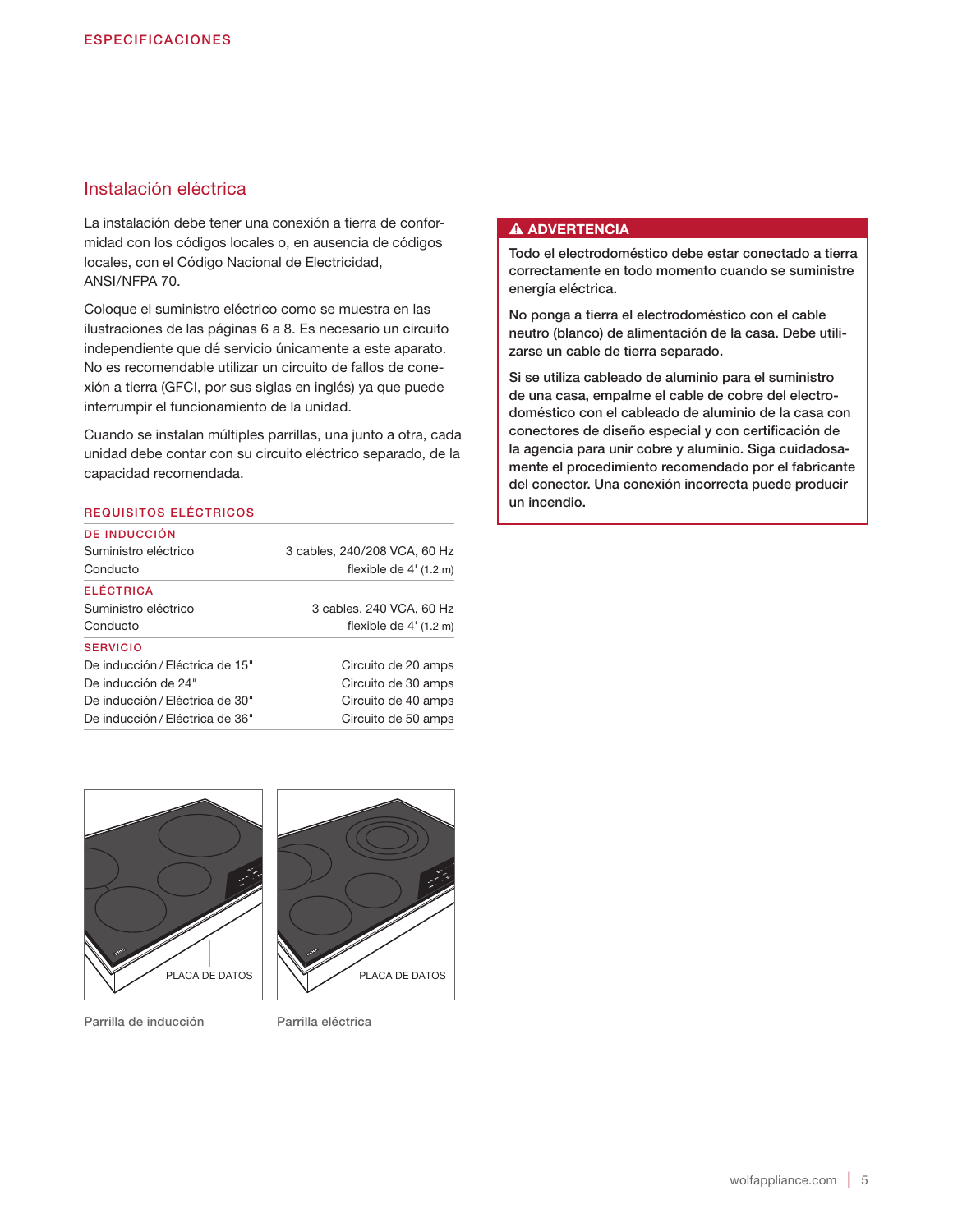## ESPECIFICACIONES

### Instalación eléctrica

La instalación debe tener una conexión a tierra de conformidad con los códigos locales o, en ausencia de códigos locales, con el Código Nacional de Electricidad, ANSI/NFPA 70.

Coloque el suministro eléctrico como se muestra en las ilustraciones de las páginas 6 a 8. Es necesario un circuito independiente que dé servicio únicamente a este aparato. No es recomendable utilizar un circuito de fallos de conexión a tierra (GFCI, por sus siglas en inglés) ya que puede interrumpir el funcionamiento de la unidad.

Cuando se instalan múltiples parrillas, una junto a otra, cada unidad debe contar con su circuito eléctrico separado, de la capacidad recomendada.

#### REQUISITOS ELÉCTRICOS

| DE INDUCCIÓN | |
|---|---|
| Suministro eléctrico | 3 cables, 240/208 VCA, 60 Hz |
| Conducto | flexible de 4' (1.2 m) |
| **ELÉCTRICA** | |
| Suministro eléctrico | 3 cables, 240 VCA, 60 Hz |
| Conducto | flexible de 4' (1.2 m) |
| **SERVICIO** | |
| De inducción / Eléctrica de 15" | Circuito de 20 amps |
| De inducción de 24" | Circuito de 30 amps |
| De inducción / Eléctrica de 30" | Circuito de 40 amps |
| De inducción / Eléctrica de 36" | Circuito de 50 amps |

PLACA DE DATOS

Parrilla de inducción

PLACA DE DATOS

Parrilla eléctrica

> **⚠ ADVERTENCIA**
>
> **Todo el electrodoméstico debe estar conectado a tierra correctamente en todo momento cuando se suministre energía eléctrica.**
>
> **No ponga a tierra el electrodoméstico con el cable neutro (blanco) de alimentación de la casa. Debe utilizarse un cable de tierra separado.**
>
> **Si se utiliza cableado de aluminio para el suministro de una casa, empalme el cable de cobre del electrodoméstico con el cableado de aluminio de la casa con conectores de diseño especial y con certificación de la agencia para unir cobre y aluminio. Siga cuidadosamente el procedimiento recomendado por el fabricante del conector. Una conexión incorrecta puede producir un incendio.**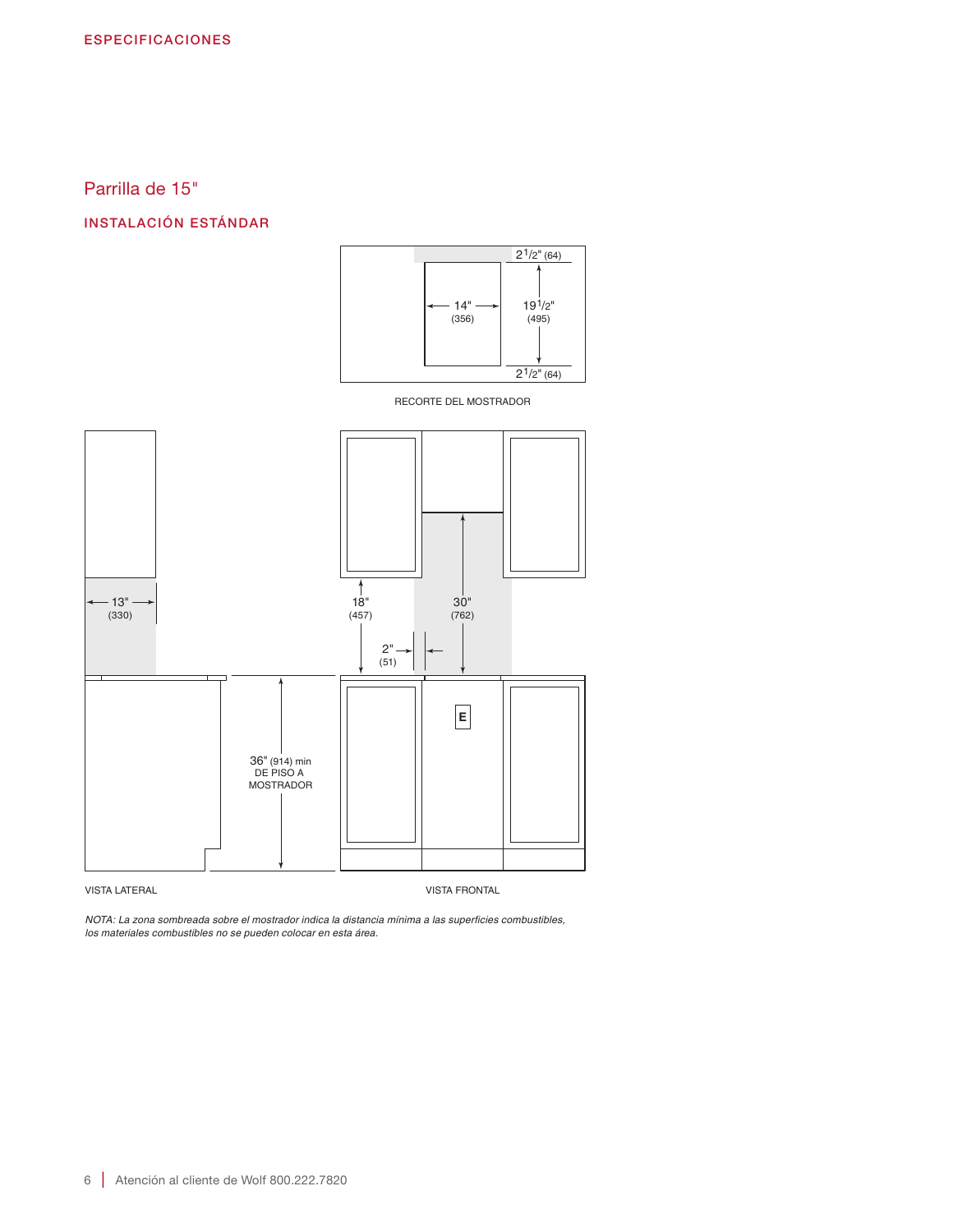ESPECIFICACIONES

## Parrilla de 15"

### INSTALACIÓN ESTÁNDAR

2 1/2" (64)

14" (356)

19 1/2" (495)

2 1/2" (64)

RECORTE DEL MOSTRADOR

13" (330)

18" (457)

30" (762)

2" (51)

E

36" (914) min DE PISO A MOSTRADOR

VISTA LATERAL

VISTA FRONTAL

*NOTA: La zona sombreada sobre el mostrador indica la distancia mínima a las superficies combustibles, los materiales combustibles no se pueden colocar en esta área.*

Atención al cliente de Wolf 800.222.7820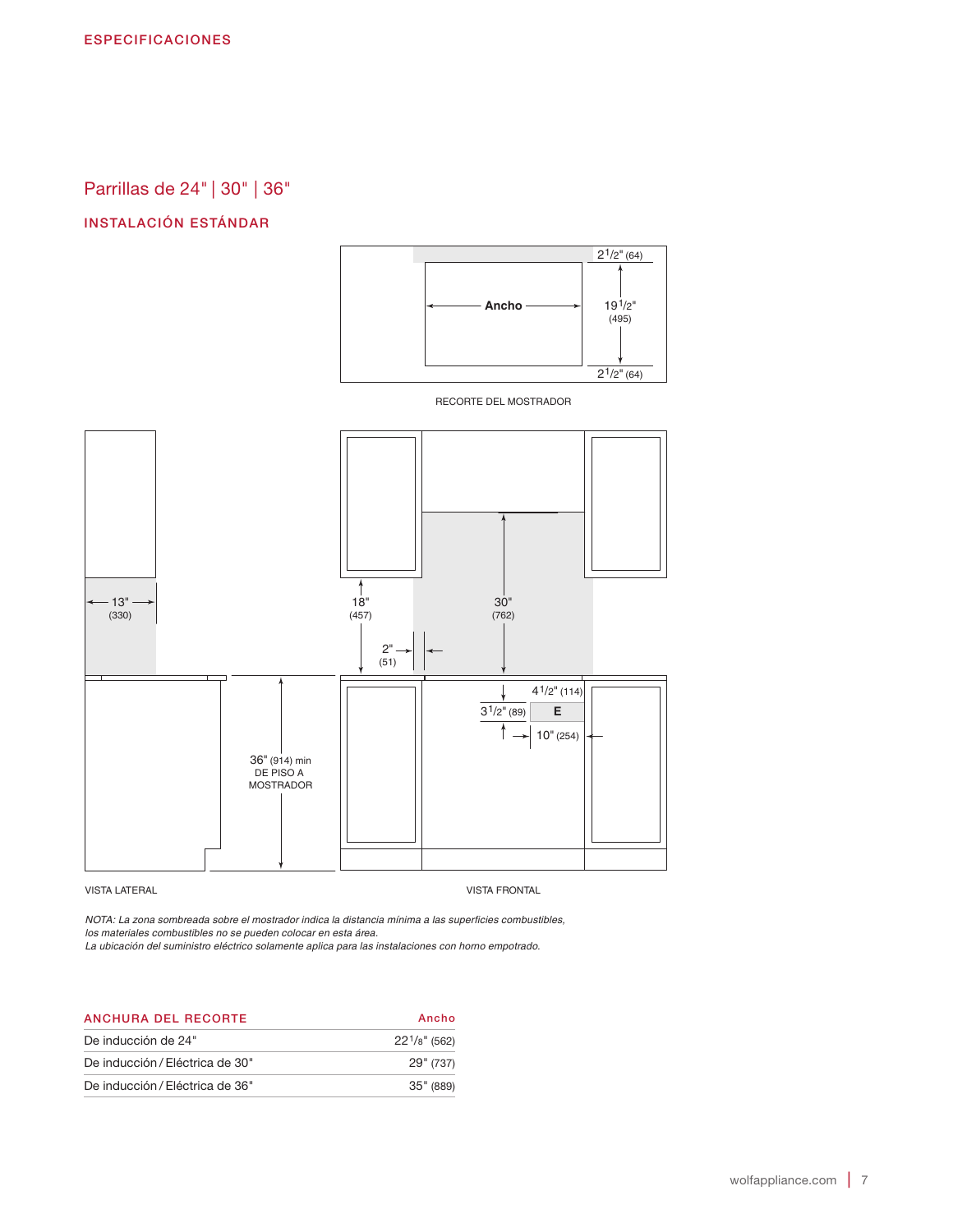ESPECIFICACIONES

## Parrillas de 24" | 30" | 36"

### INSTALACIÓN ESTÁNDAR

Ancho

$2^1/_2$" (64)

$19^1/_2$" (495)

$2^1/_2$" (64)

RECORTE DEL MOSTRADOR

13" (330)

18" (457)

30" (762)

2" (51)

36" (914) min DE PISO A MOSTRADOR

$4^1/_2$" (114)

$3^1/_2$" (89)

E

10" (254)

VISTA LATERAL

VISTA FRONTAL

*NOTA: La zona sombreada sobre el mostrador indica la distancia mínima a las superficies combustibles, los materiales combustibles no se pueden colocar en esta área.*
*La ubicación del suministro eléctrico solamente aplica para las instalaciones con horno empotrado.*

| ANCHURA DEL RECORTE | Ancho |
|---|---|
| De inducción de 24" | $22^1/_8$" (562) |
| De inducción / Eléctrica de 30" | 29" (737) |
| De inducción / Eléctrica de 36" | 35" (889) |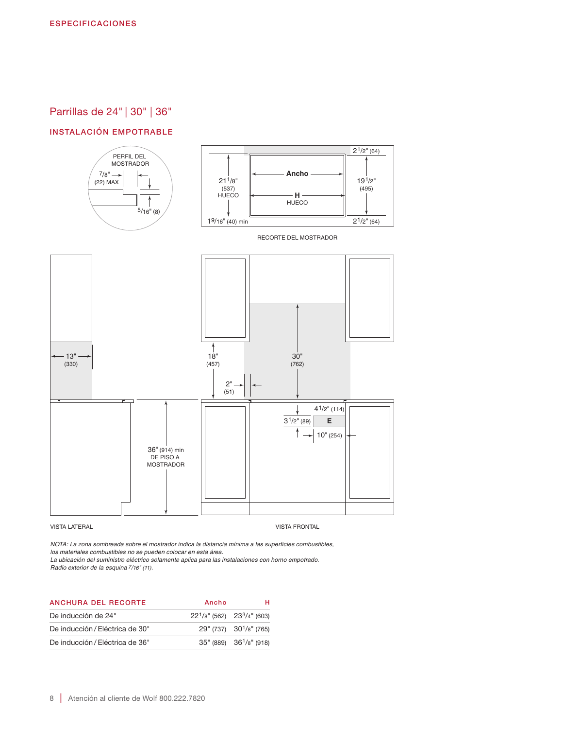ESPECIFICACIONES

## Parrillas de 24" | 30" | 36"

### INSTALACIÓN EMPOTRABLE

PERFIL DEL MOSTRADOR

7/8" (22) MAX

5/16" (8)

21 1/8" (537) HUECO

Ancho

H HUECO

2 1/2" (64)

19 1/2" (495)

1 9/16" (40) min

2 1/2" (64)

RECORTE DEL MOSTRADOR

13" (330)

36" (914) min DE PISO A MOSTRADOR

18" (457)

30" (762)

2" (51)

4 1/2" (114)

3 1/2" (89)

E

10" (254)

VISTA LATERAL

VISTA FRONTAL

*NOTA: La zona sombreada sobre el mostrador indica la distancia mínima a las superficies combustibles, los materiales combustibles no se pueden colocar en esta área.*
*La ubicación del suministro eléctrico solamente aplica para las instalaciones con horno empotrado.*
*Radio exterior de la esquina 7/16" (11).*

| ANCHURA DEL RECORTE | Ancho | H |
|---|---|---|
| De inducción de 24" | 22 1/8" (562) | 23 3/4" (603) |
| De inducción / Eléctrica de 30" | 29" (737) | 30 1/8" (765) |
| De inducción / Eléctrica de 36" | 35" (889) | 36 1/8" (918) |

Atención al cliente de Wolf 800.222.7820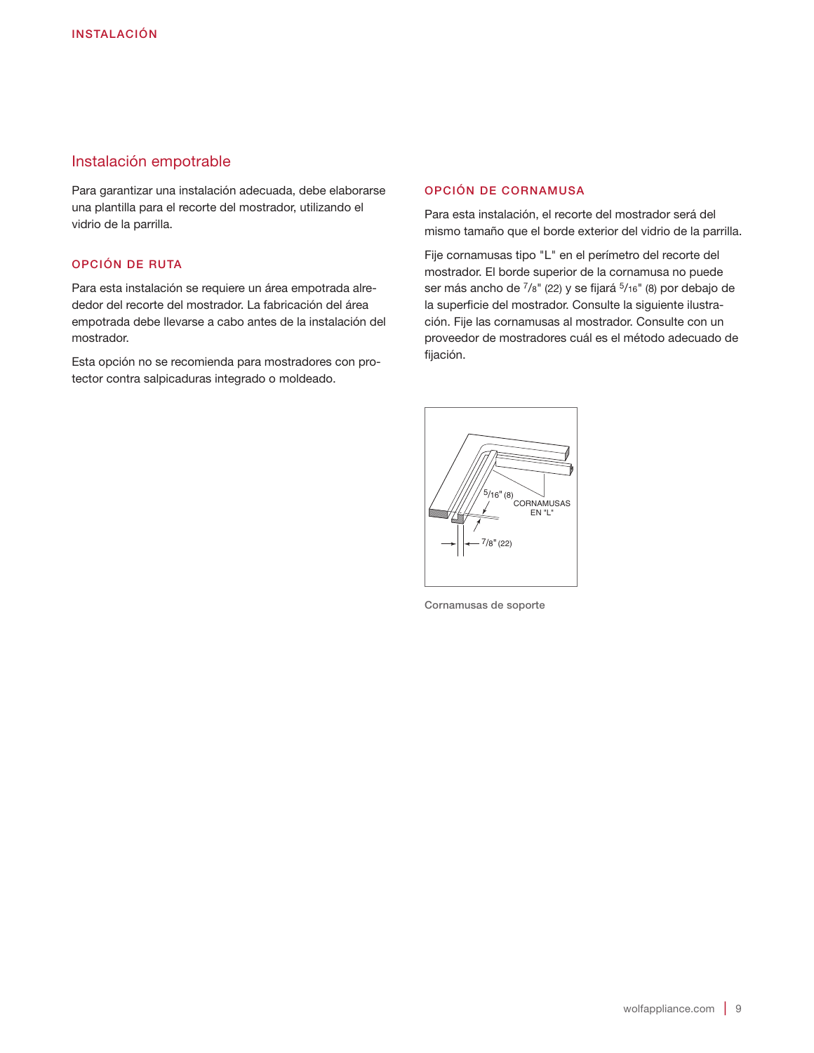## Instalación empotrable

Para garantizar una instalación adecuada, debe elaborarse una plantilla para el recorte del mostrador, utilizando el vidrio de la parrilla.

### OPCIÓN DE RUTA

Para esta instalación se requiere un área empotrada alrededor del recorte del mostrador. La fabricación del área empotrada debe llevarse a cabo antes de la instalación del mostrador.

Esta opción no se recomienda para mostradores con protector contra salpicaduras integrado o moldeado.

### OPCIÓN DE CORNAMUSA

Para esta instalación, el recorte del mostrador será del mismo tamaño que el borde exterior del vidrio de la parrilla.

Fije cornamusas tipo "L" en el perímetro del recorte del mostrador. El borde superior de la cornamusa no puede ser más ancho de 7/8" (22) y se fijará 5/16" (8) por debajo de la superficie del mostrador. Consulte la siguiente ilustración. Fije las cornamusas al mostrador. Consulte con un proveedor de mostradores cuál es el método adecuado de fijación.

5/16" (8)

CORNAMUSAS EN "L"

7/8" (22)

Cornamusas de soporte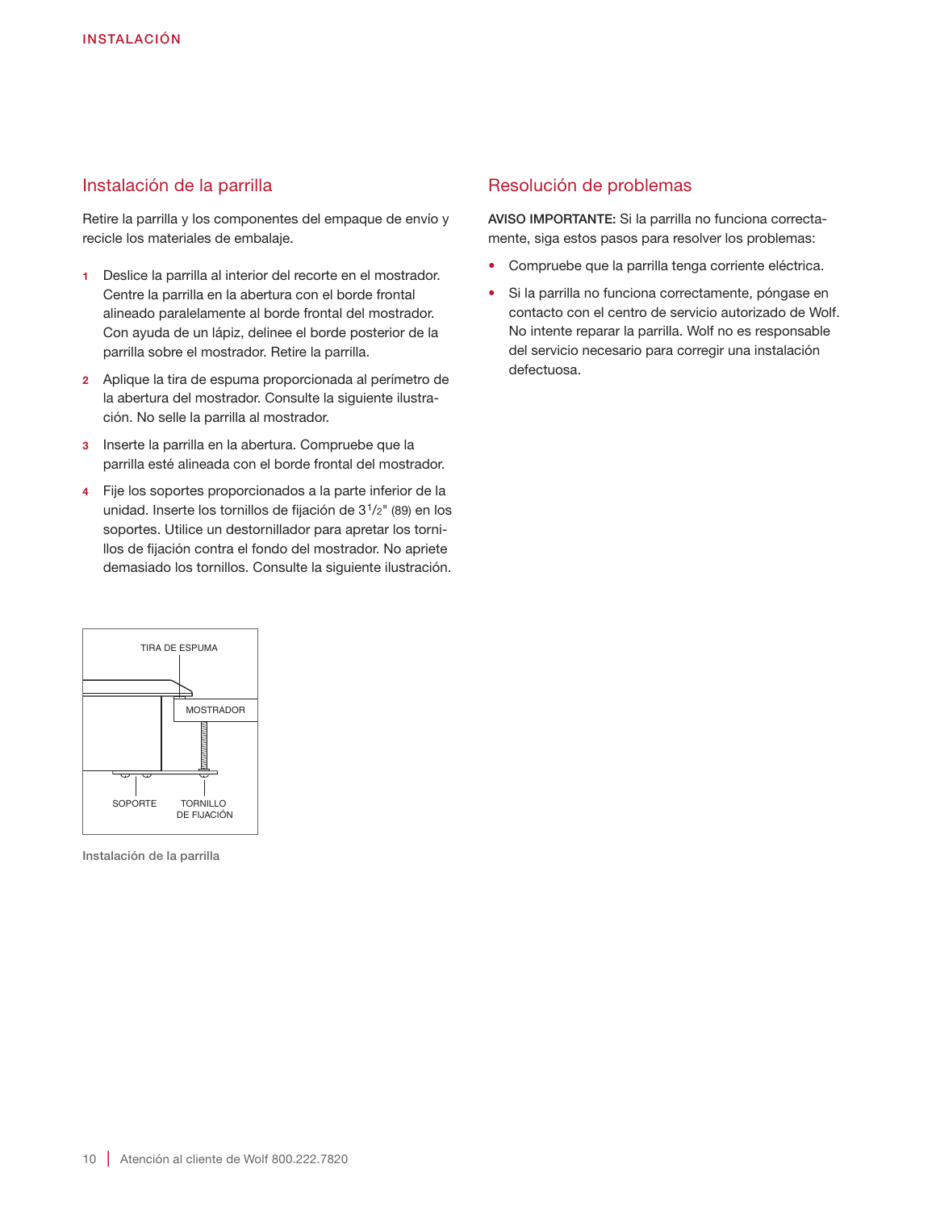## Instalación de la parrilla

Retire la parrilla y los componentes del empaque de envío y recicle los materiales de embalaje.

1. Deslice la parrilla al interior del recorte en el mostrador. Centre la parrilla en la abertura con el borde frontal alineado paralelamente al borde frontal del mostrador. Con ayuda de un lápiz, delinee el borde posterior de la parrilla sobre el mostrador. Retire la parrilla.
2. Aplique la tira de espuma proporcionada al perímetro de la abertura del mostrador. Consulte la siguiente ilustración. No selle la parrilla al mostrador.
3. Inserte la parrilla en la abertura. Compruebe que la parrilla esté alineada con el borde frontal del mostrador.
4. Fije los soportes proporcionados a la parte inferior de la unidad. Inserte los tornillos de fijación de 3$^1/_2$" (89) en los soportes. Utilice un destornillador para apretar los tornillos de fijación contra el fondo del mostrador. No apriete demasiado los tornillos. Consulte la siguiente ilustración.

TIRA DE ESPUMA

MOSTRADOR

SOPORTE

TORNILLO DE FIJACIÓN

Instalación de la parrilla

## Resolución de problemas

**AVISO IMPORTANTE:** Si la parrilla no funciona correctamente, siga estos pasos para resolver los problemas:

- Compruebe que la parrilla tenga corriente eléctrica.
- Si la parrilla no funciona correctamente, póngase en contacto con el centro de servicio autorizado de Wolf. No intente reparar la parrilla. Wolf no es responsable del servicio necesario para corregir una instalación defectuosa.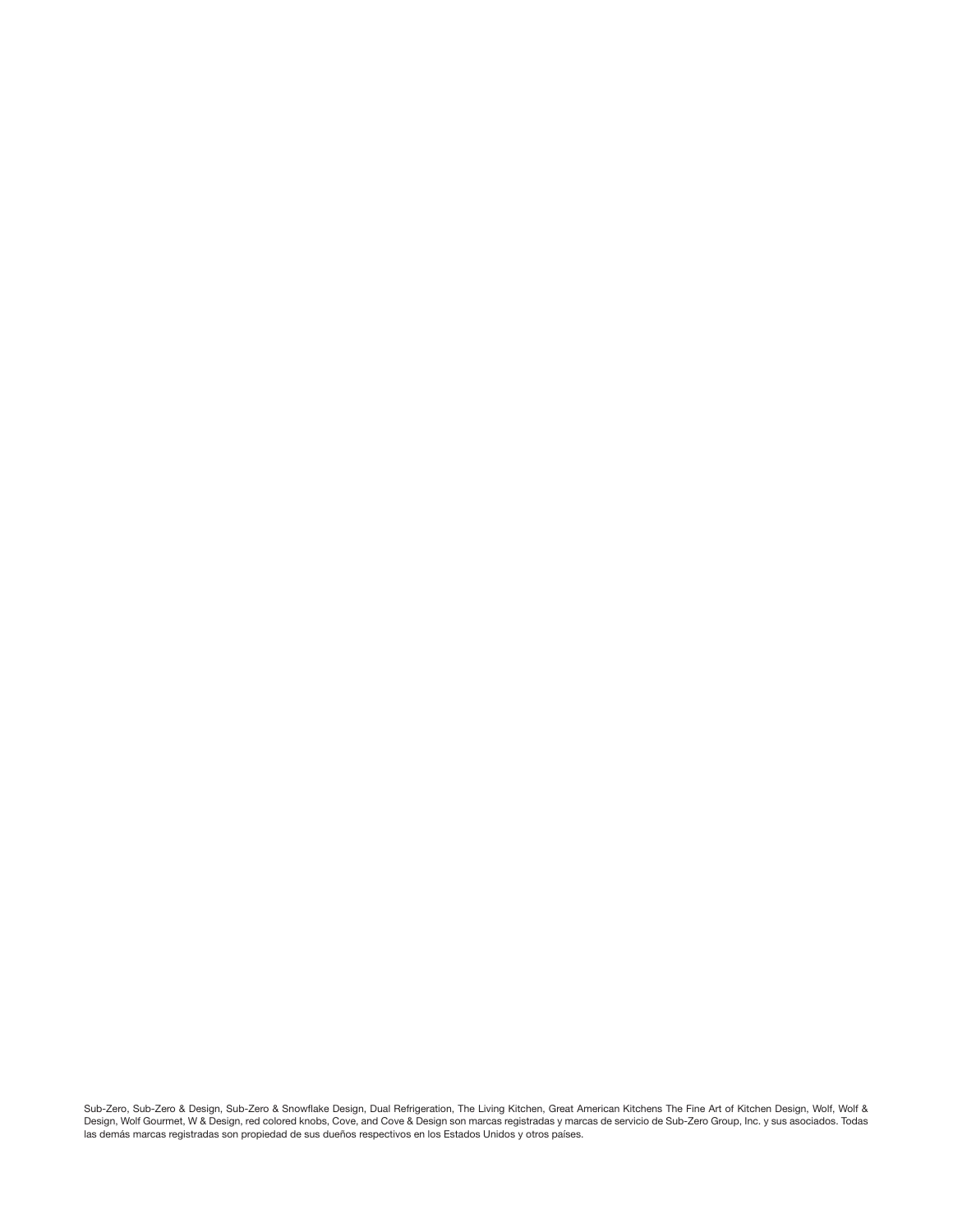Sub-Zero, Sub-Zero & Design, Sub-Zero & Snowflake Design, Dual Refrigeration, The Living Kitchen, Great American Kitchens The Fine Art of Kitchen Design, Wolf, Wolf & Design, Wolf Gourmet, W & Design, red colored knobs, Cove, and Cove & Design son marcas registradas y marcas de servicio de Sub-Zero Group, Inc. y sus asociados. Todas las demás marcas registradas son propiedad de sus dueños respectivos en los Estados Unidos y otros países.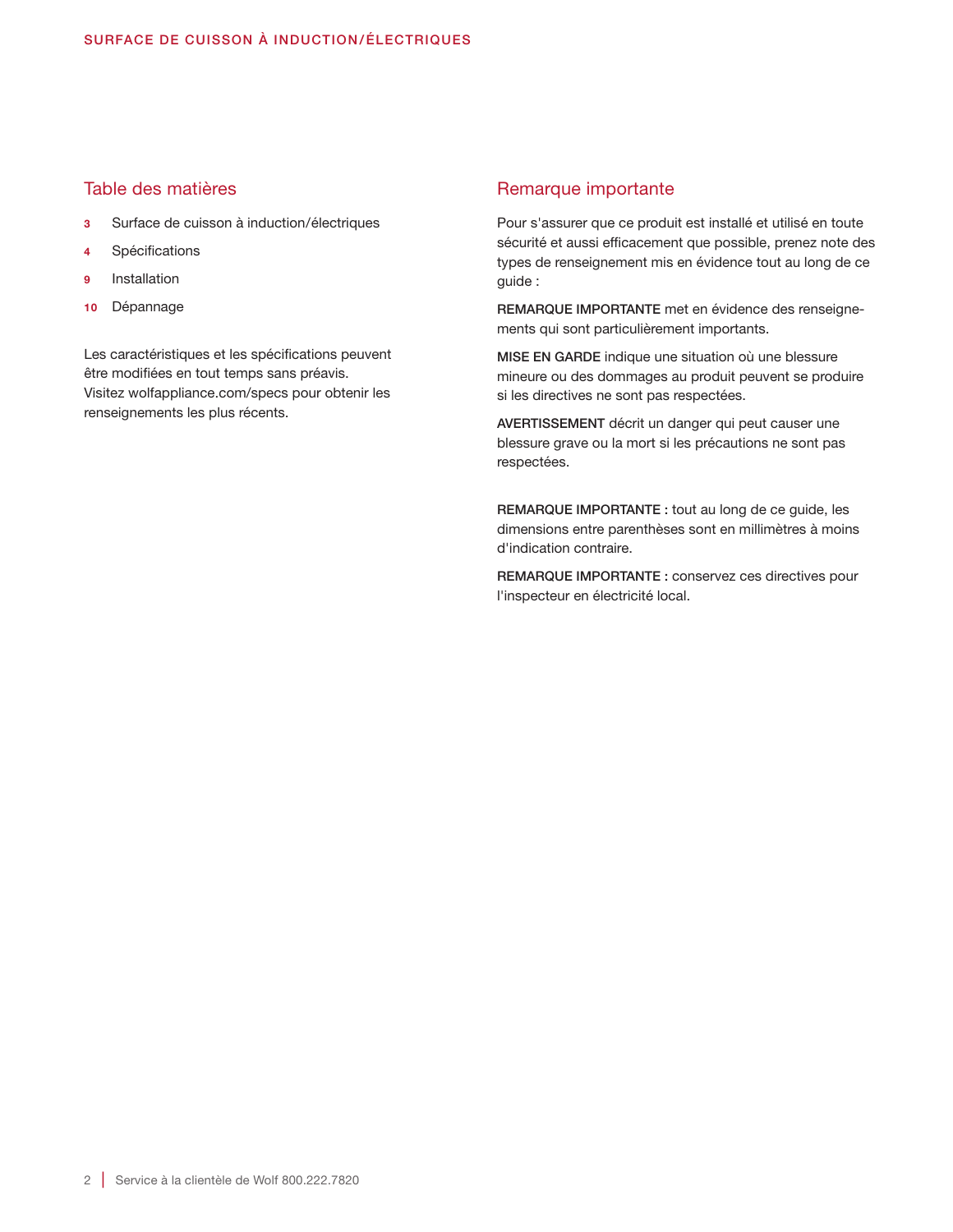## Table des matières

**3** Surface de cuisson à induction/électriques

**4** Spécifications

**9** Installation

**10** Dépannage

Les caractéristiques et les spécifications peuvent être modifiées en tout temps sans préavis. Visitez wolfappliance.com/specs pour obtenir les renseignements les plus récents.

## Remarque importante

Pour s'assurer que ce produit est installé et utilisé en toute sécurité et aussi efficacement que possible, prenez note des types de renseignement mis en évidence tout au long de ce guide :

**REMARQUE IMPORTANTE** met en évidence des renseignements qui sont particulièrement importants.

**MISE EN GARDE** indique une situation où une blessure mineure ou des dommages au produit peuvent se produire si les directives ne sont pas respectées.

**AVERTISSEMENT** décrit un danger qui peut causer une blessure grave ou la mort si les précautions ne sont pas respectées.

**REMARQUE IMPORTANTE :** tout au long de ce guide, les dimensions entre parenthèses sont en millimètres à moins d'indication contraire.

**REMARQUE IMPORTANTE :** conservez ces directives pour l'inspecteur en électricité local.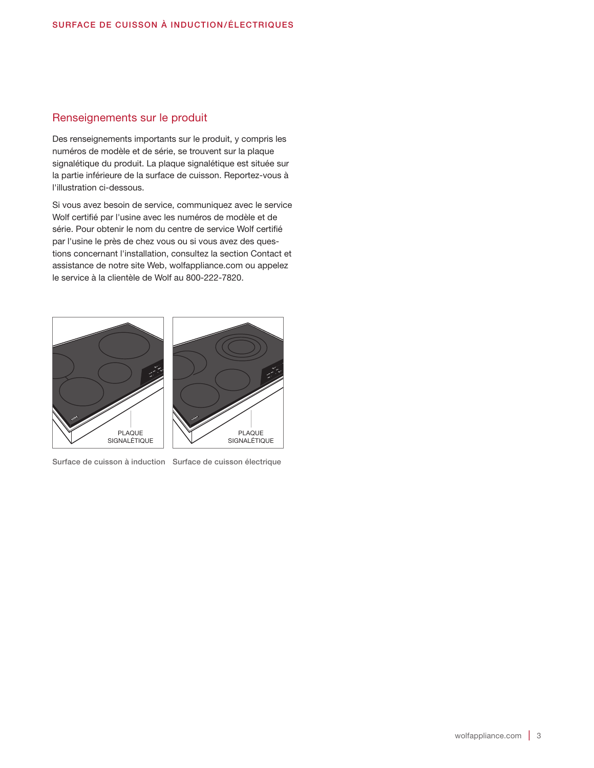## Renseignements sur le produit

Des renseignements importants sur le produit, y compris les numéros de modèle et de série, se trouvent sur la plaque signalétique du produit. La plaque signalétique est située sur la partie inférieure de la surface de cuisson. Reportez-vous à l'illustration ci-dessous.

Si vous avez besoin de service, communiquez avec le service Wolf certifié par l'usine avec les numéros de modèle et de série. Pour obtenir le nom du centre de service Wolf certifié par l'usine le près de chez vous ou si vous avez des questions concernant l'installation, consultez la section Contact et assistance de notre site Web, wolfappliance.com ou appelez le service à la clientèle de Wolf au 800-222-7820.

PLAQUE SIGNALÉTIQUE

Surface de cuisson à induction

PLAQUE SIGNALÉTIQUE

Surface de cuisson électrique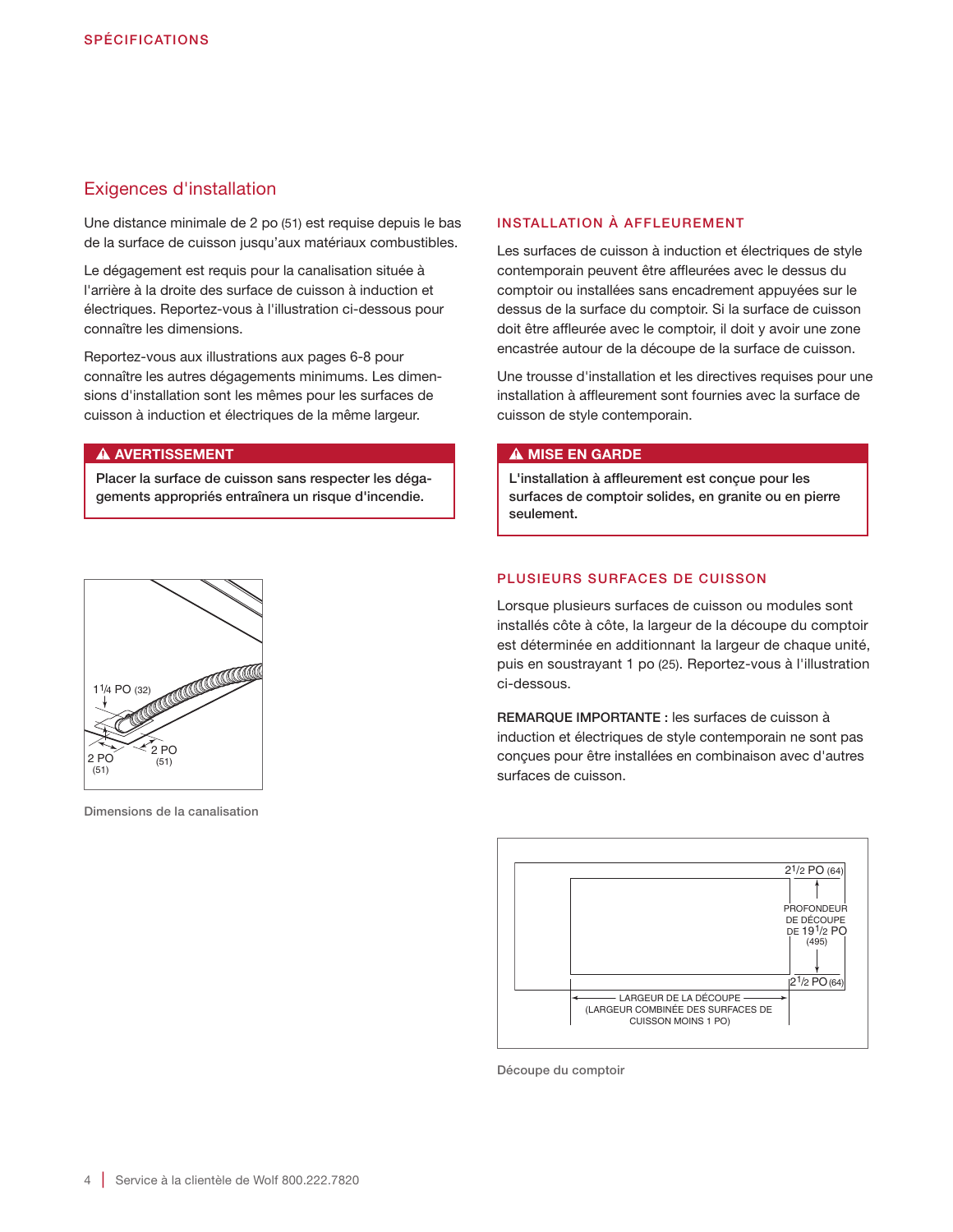## Exigences d'installation

Une distance minimale de 2 po (51) est requise depuis le bas de la surface de cuisson jusqu'aux matériaux combustibles.

Le dégagement est requis pour la canalisation située à l'arrière à la droite des surface de cuisson à induction et électriques. Reportez-vous à l'illustration ci-dessous pour connaître les dimensions.

Reportez-vous aux illustrations aux pages 6-8 pour connaître les autres dégagements minimums. Les dimensions d'installation sont les mêmes pour les surfaces de cuisson à induction et électriques de la même largeur.

**⚠ AVERTISSEMENT**

**Placer la surface de cuisson sans respecter les dégagements appropriés entraînera un risque d'incendie.**

1 1/4 PO (32)
2 PO (51)
2 PO (51)

Dimensions de la canalisation

### INSTALLATION À AFFLEUREMENT

Les surfaces de cuisson à induction et électriques de style contemporain peuvent être affleurées avec le dessus du comptoir ou installées sans encadrement appuyées sur le dessus de la surface du comptoir. Si la surface de cuisson doit être affleurée avec le comptoir, il doit y avoir une zone encastrée autour de la découpe de la surface de cuisson.

Une trousse d'installation et les directives requises pour une installation à affleurement sont fournies avec la surface de cuisson de style contemporain.

**⚠ MISE EN GARDE**

**L'installation à affleurement est conçue pour les surfaces de comptoir solides, en granite ou en pierre seulement.**

### PLUSIEURS SURFACES DE CUISSON

Lorsque plusieurs surfaces de cuisson ou modules sont installés côte à côte, la largeur de la découpe du comptoir est déterminée en additionnant la largeur de chaque unité, puis en soustrayant 1 po (25). Reportez-vous à l'illustration ci-dessous.

**REMARQUE IMPORTANTE :** les surfaces de cuisson à induction et électriques de style contemporain ne sont pas conçues pour être installées en combinaison avec d'autres surfaces de cuisson.

2 1/2 PO (64)
PROFONDEUR DE DÉCOUPE DE 19 1/2 PO (495)
2 1/2 PO (64)
LARGEUR DE LA DÉCOUPE (LARGEUR COMBINÉE DES SURFACES DE CUISSON MOINS 1 PO)

Découpe du comptoir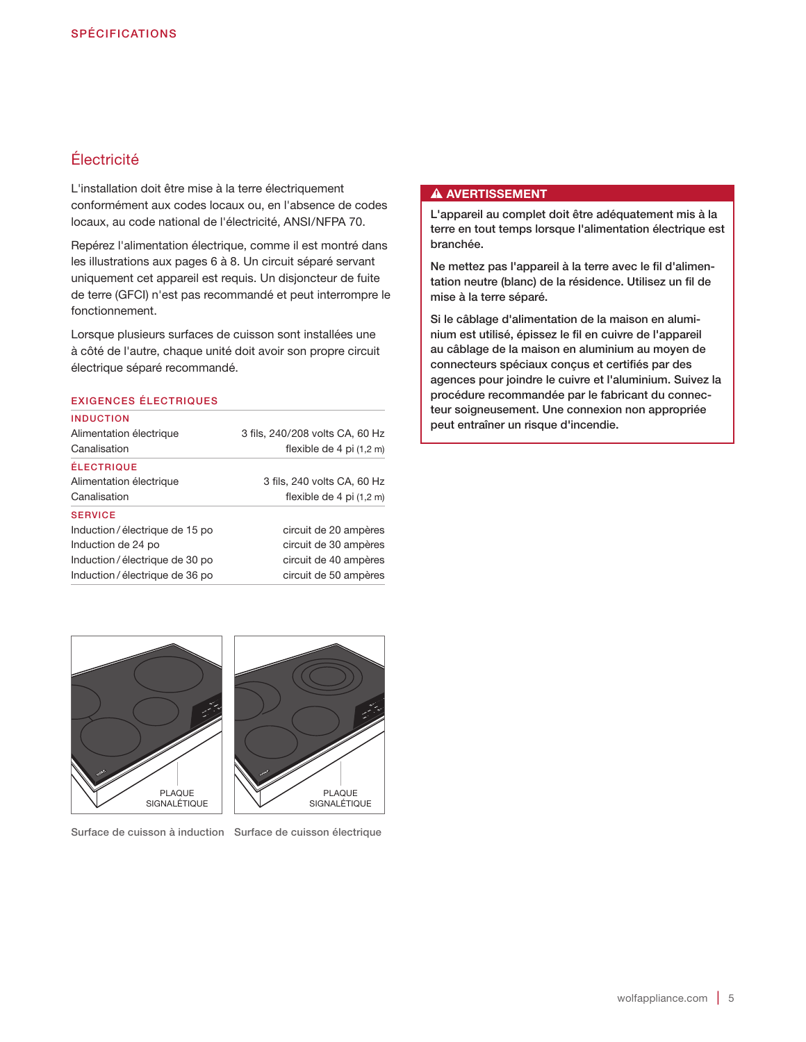## SPÉCIFICATIONS

### Électricité

L'installation doit être mise à la terre électriquement conformément aux codes locaux ou, en l'absence de codes locaux, au code national de l'électricité, ANSI/NFPA 70.

Repérez l'alimentation électrique, comme il est montré dans les illustrations aux pages 6 à 8. Un circuit séparé servant uniquement cet appareil est requis. Un disjoncteur de fuite de terre (GFCI) n'est pas recommandé et peut interrompre le fonctionnement.

Lorsque plusieurs surfaces de cuisson sont installées une à côté de l'autre, chaque unité doit avoir son propre circuit électrique séparé recommandé.

#### EXIGENCES ÉLECTRIQUES

| INDUCTION | |
|---|---|
| Alimentation électrique | 3 fils, 240/208 volts CA, 60 Hz |
| Canalisation | flexible de 4 pi (1,2 m) |
| **ÉLECTRIQUE** | |
| Alimentation électrique | 3 fils, 240 volts CA, 60 Hz |
| Canalisation | flexible de 4 pi (1,2 m) |
| **SERVICE** | |
| Induction / électrique de 15 po | circuit de 20 ampères |
| Induction de 24 po | circuit de 30 ampères |
| Induction / électrique de 30 po | circuit de 40 ampères |
| Induction / électrique de 36 po | circuit de 50 ampères |

**⚠ AVERTISSEMENT**

**L'appareil au complet doit être adéquatement mis à la terre en tout temps lorsque l'alimentation électrique est branchée.**

**Ne mettez pas l'appareil à la terre avec le fil d'alimentation neutre (blanc) de la résidence. Utilisez un fil de mise à la terre séparé.**

**Si le câblage d'alimentation de la maison en aluminium est utilisé, épissez le fil en cuivre de l'appareil au câblage de la maison en aluminium au moyen de connecteurs spéciaux conçus et certifiés par des agences pour joindre le cuivre et l'aluminium. Suivez la procédure recommandée par le fabricant du connecteur soigneusement. Une connexion non appropriée peut entraîner un risque d'incendie.**

PLAQUE SIGNALÉTIQUE

Surface de cuisson à induction

PLAQUE SIGNALÉTIQUE

Surface de cuisson électrique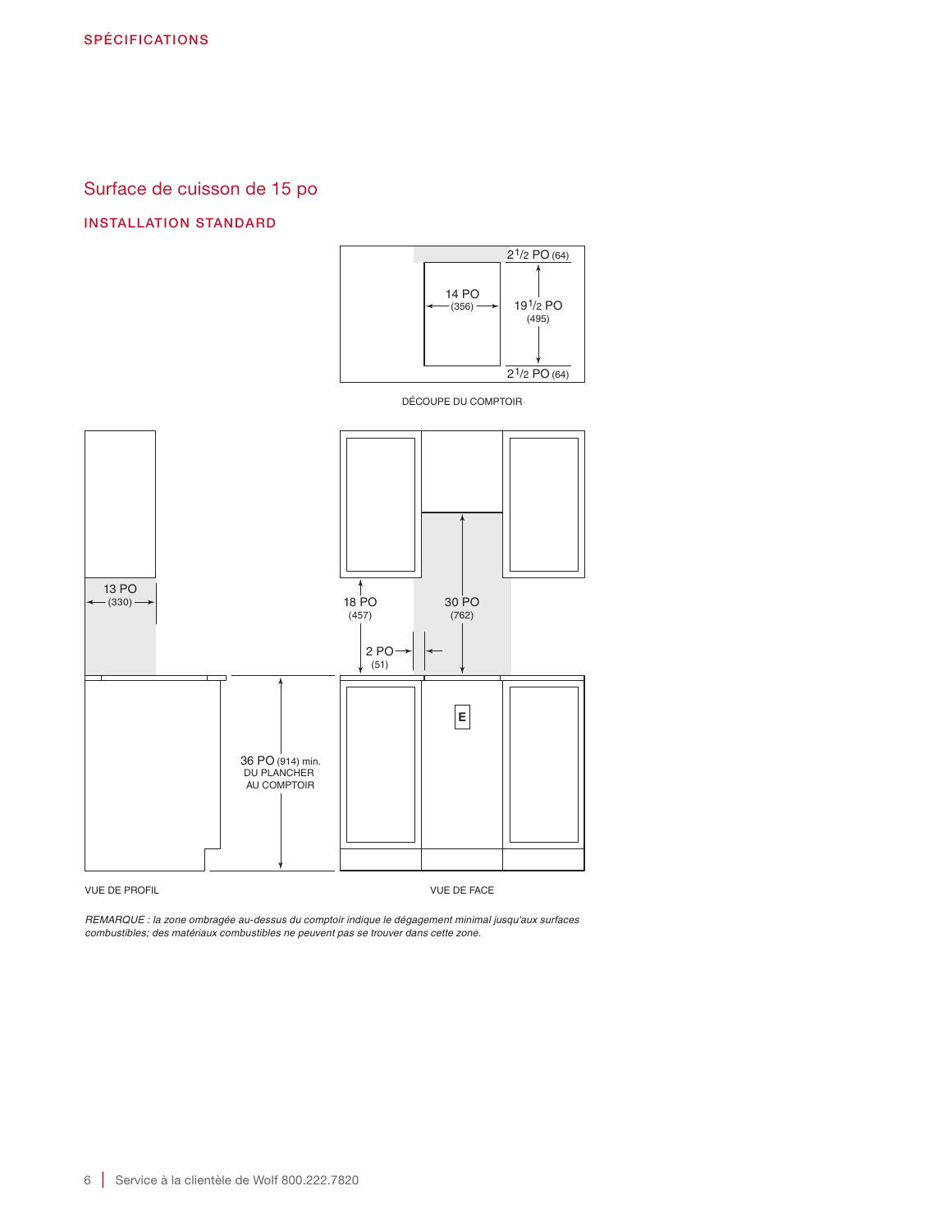SPÉCIFICATIONS

## Surface de cuisson de 15 po

### INSTALLATION STANDARD

2 1/2 PO (64)

14 PO (356)

19 1/2 PO (495)

2 1/2 PO (64)

DÉCOUPE DU COMPTOIR

13 PO (330)

18 PO (457)

30 PO (762)

2 PO (51)

E

36 PO (914) min. DU PLANCHER AU COMPTOIR

VUE DE PROFIL

VUE DE FACE

*REMARQUE : la zone ombragée au-dessus du comptoir indique le dégagement minimal jusqu'aux surfaces combustibles; des matériaux combustibles ne peuvent pas se trouver dans cette zone.*

Service à la clientèle de Wolf 800.222.7820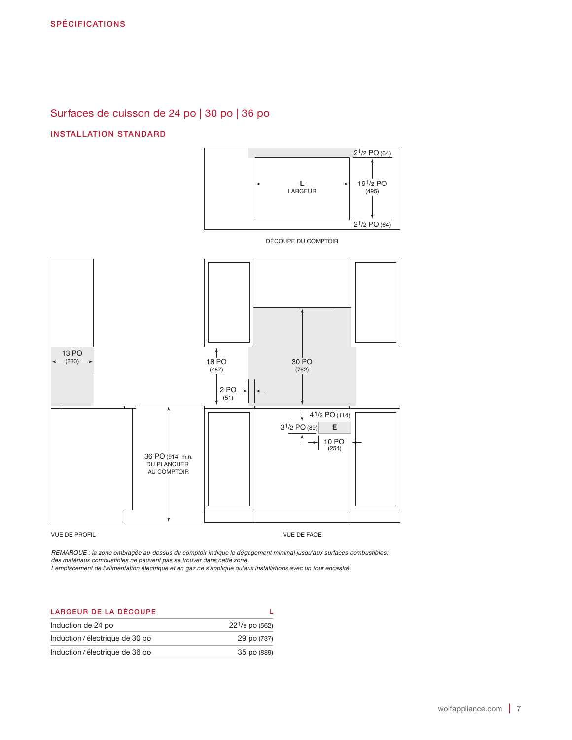SPÉCIFICATIONS

## Surfaces de cuisson de 24 po | 30 po | 36 po

### INSTALLATION STANDARD

$2^1/_2$ PO (64)

L LARGEUR

$19^1/_2$ PO (495)

$2^1/_2$ PO (64)

DÉCOUPE DU COMPTOIR

13 PO (330)

18 PO (457)

30 PO (762)

2 PO (51)

$4^1/_2$ PO (114)

$3^1/_2$ PO (89)

E

10 PO (254)

36 PO (914) min. DU PLANCHER AU COMPTOIR

VUE DE PROFIL

VUE DE FACE

*REMARQUE : la zone ombragée au-dessus du comptoir indique le dégagement minimal jusqu'aux surfaces combustibles; des matériaux combustibles ne peuvent pas se trouver dans cette zone.*
*L'emplacement de l'alimentation électrique et en gaz ne s'applique qu'aux installations avec un four encastré.*

| LARGEUR DE LA DÉCOUPE | L |
|---|---|
| Induction de 24 po | $22^1/_8$ po (562) |
| Induction / électrique de 30 po | 29 po (737) |
| Induction / électrique de 36 po | 35 po (889) |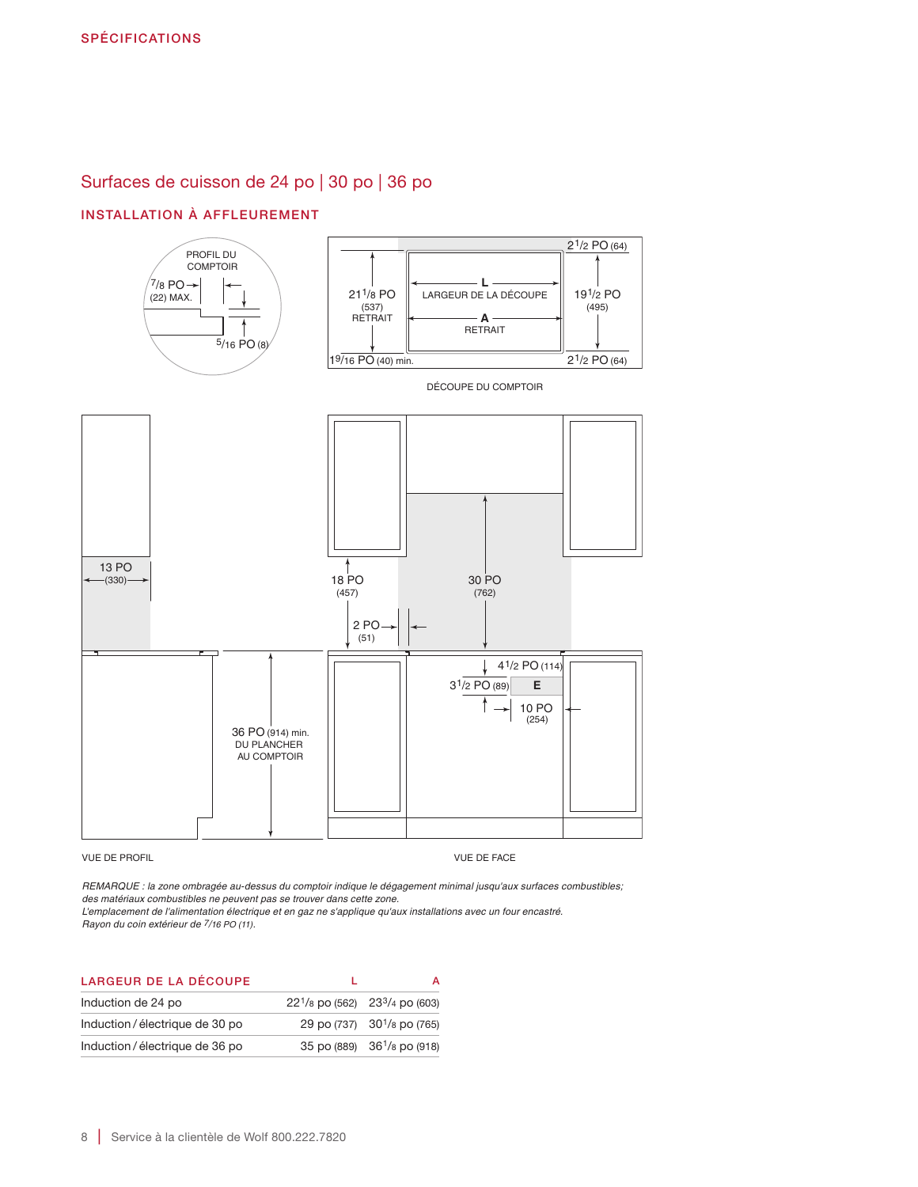SPÉCIFICATIONS

## Surfaces de cuisson de 24 po | 30 po | 36 po

### INSTALLATION À AFFLEUREMENT

PROFIL DU COMPTOIR

7/8 PO (22) MAX.

5/16 PO (8)

21 1/8 PO (537) RETRAIT

L LARGEUR DE LA DÉCOUPE

A RETRAIT

2 1/2 PO (64)

19 1/2 PO (495)

2 1/2 PO (64)

1 9/16 PO (40) min.

DÉCOUPE DU COMPTOIR

13 PO (330)

18 PO (457)

30 PO (762)

2 PO (51)

4 1/2 PO (114)

3 1/2 PO (89)

E

10 PO (254)

36 PO (914) min. DU PLANCHER AU COMPTOIR

VUE DE PROFIL

VUE DE FACE

*REMARQUE : la zone ombragée au-dessus du comptoir indique le dégagement minimal jusqu'aux surfaces combustibles; des matériaux combustibles ne peuvent pas se trouver dans cette zone.*
*L'emplacement de l'alimentation électrique et en gaz ne s'applique qu'aux installations avec un four encastré.*
*Rayon du coin extérieur de 7/16 PO (11).*

| LARGEUR DE LA DÉCOUPE | L | A |
|---|---|---|
| Induction de 24 po | 22 1/8 po (562) | 23 3/4 po (603) |
| Induction / électrique de 30 po | 29 po (737) | 30 1/8 po (765) |
| Induction / électrique de 36 po | 35 po (889) | 36 1/8 po (918) |

Service à la clientèle de Wolf 800.222.7820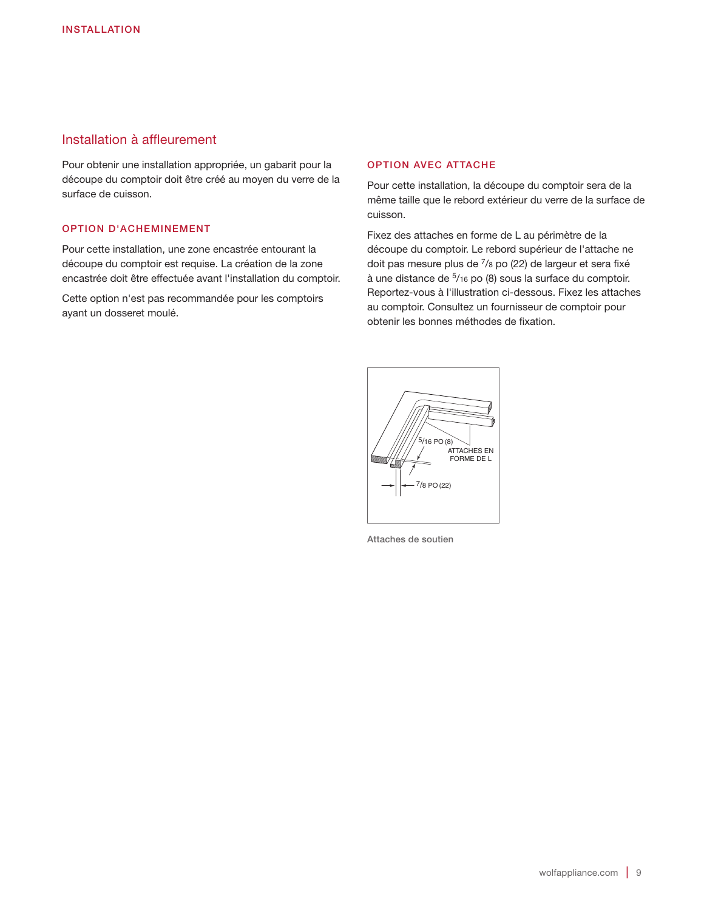## Installation à affleurement

Pour obtenir une installation appropriée, un gabarit pour la découpe du comptoir doit être créé au moyen du verre de la surface de cuisson.

### OPTION D'ACHEMINEMENT

Pour cette installation, une zone encastrée entourant la découpe du comptoir est requise. La création de la zone encastrée doit être effectuée avant l'installation du comptoir.

Cette option n'est pas recommandée pour les comptoirs ayant un dosseret moulé.

### OPTION AVEC ATTACHE

Pour cette installation, la découpe du comptoir sera de la même taille que le rebord extérieur du verre de la surface de cuisson.

Fixez des attaches en forme de L au périmètre de la découpe du comptoir. Le rebord supérieur de l'attache ne doit pas mesure plus de 7/8 po (22) de largeur et sera fixé à une distance de 5/16 po (8) sous la surface du comptoir. Reportez-vous à l'illustration ci-dessous. Fixez les attaches au comptoir. Consultez un fournisseur de comptoir pour obtenir les bonnes méthodes de fixation.

5/16 PO (8)

ATTACHES EN FORME DE L

7/8 PO (22)

Attaches de soutien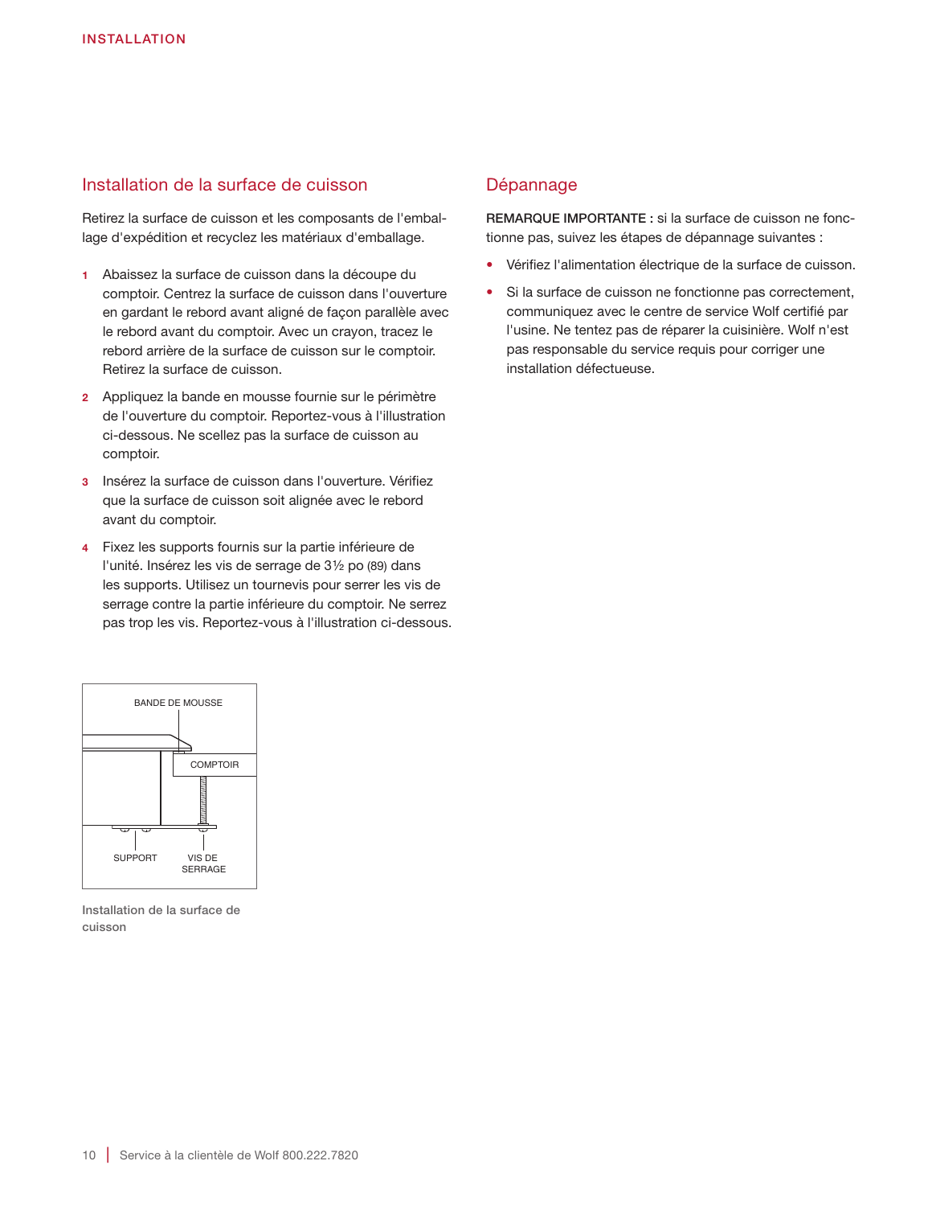## Installation de la surface de cuisson

Retirez la surface de cuisson et les composants de l'emballage d'expédition et recyclez les matériaux d'emballage.

1. Abaissez la surface de cuisson dans la découpe du comptoir. Centrez la surface de cuisson dans l'ouverture en gardant le rebord avant aligné de façon parallèle avec le rebord avant du comptoir. Avec un crayon, tracez le rebord arrière de la surface de cuisson sur le comptoir. Retirez la surface de cuisson.
2. Appliquez la bande en mousse fournie sur le périmètre de l'ouverture du comptoir. Reportez-vous à l'illustration ci-dessous. Ne scellez pas la surface de cuisson au comptoir.
3. Insérez la surface de cuisson dans l'ouverture. Vérifiez que la surface de cuisson soit alignée avec le rebord avant du comptoir.
4. Fixez les supports fournis sur la partie inférieure de l'unité. Insérez les vis de serrage de 3½ po (89) dans les supports. Utilisez un tournevis pour serrer les vis de serrage contre la partie inférieure du comptoir. Ne serrez pas trop les vis. Reportez-vous à l'illustration ci-dessous.

BANDE DE MOUSSE

COMPTOIR

SUPPORT

VIS DE SERRAGE

Installation de la surface de cuisson

## Dépannage

**REMARQUE IMPORTANTE :** si la surface de cuisson ne fonctionne pas, suivez les étapes de dépannage suivantes :

- Vérifiez l'alimentation électrique de la surface de cuisson.
- Si la surface de cuisson ne fonctionne pas correctement, communiquez avec le centre de service Wolf certifié par l'usine. Ne tentez pas de réparer la cuisinière. Wolf n'est pas responsable du service requis pour corriger une installation défectueuse.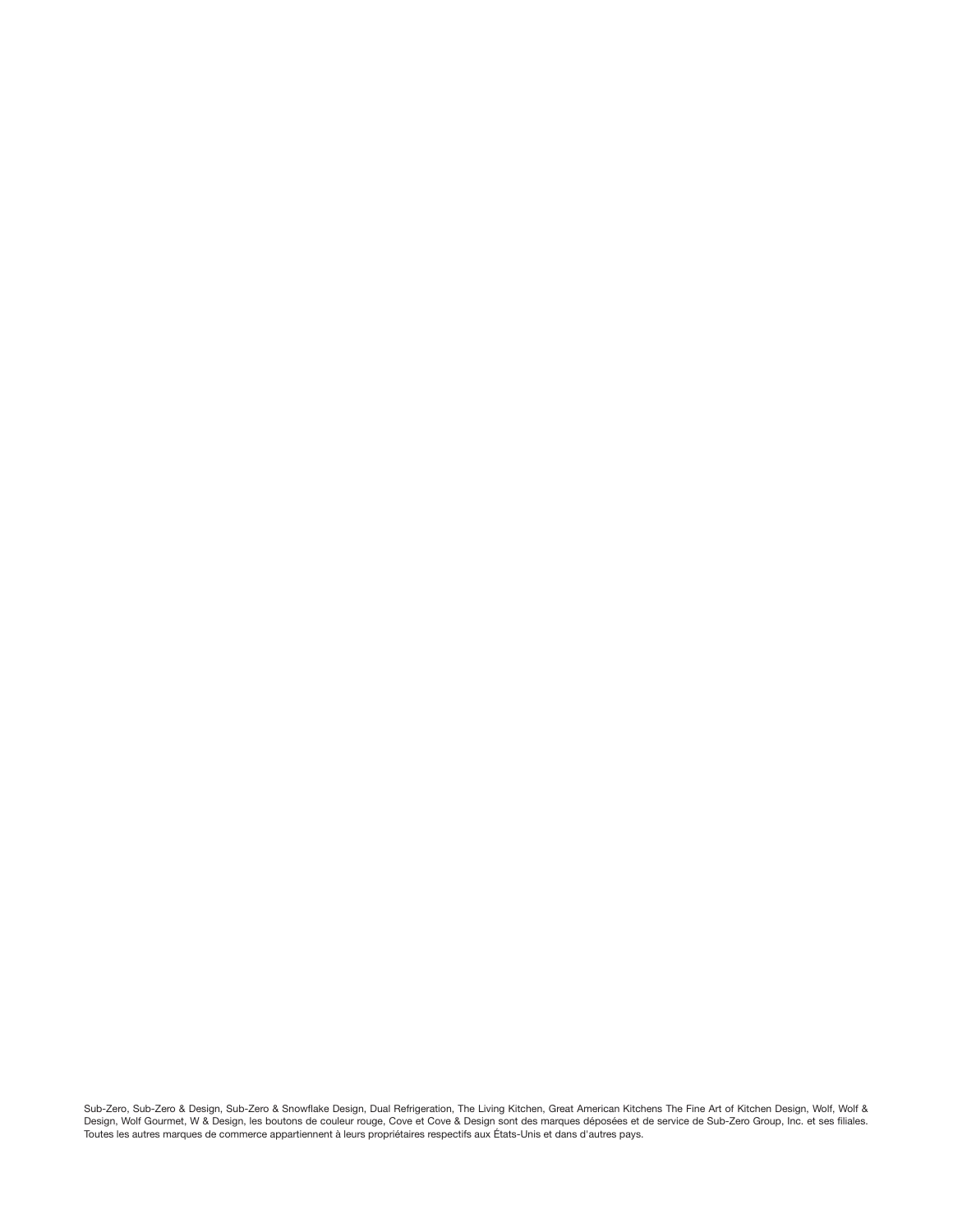Sub-Zero, Sub-Zero & Design, Sub-Zero & Snowflake Design, Dual Refrigeration, The Living Kitchen, Great American Kitchens The Fine Art of Kitchen Design, Wolf, Wolf & Design, Wolf Gourmet, W & Design, les boutons de couleur rouge, Cove et Cove & Design sont des marques déposées et de service de Sub-Zero Group, Inc. et ses filiales. Toutes les autres marques de commerce appartiennent à leurs propriétaires respectifs aux États-Unis et dans d'autres pays.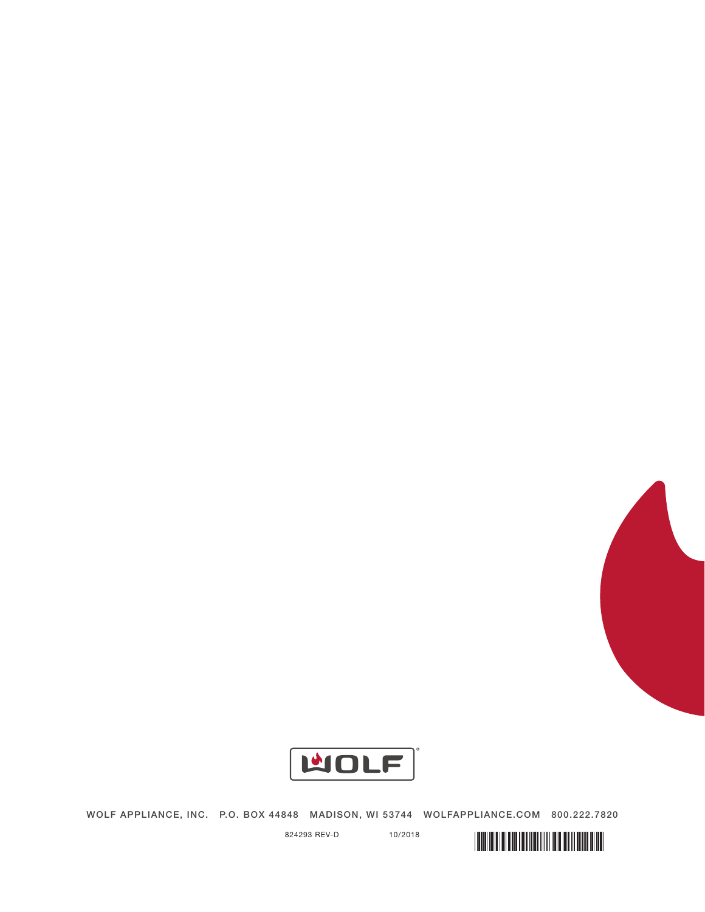WOLF

WOLF APPLIANCE, INC. P.O. BOX 44848 MADISON, WI 53744 WOLFAPPLIANCE.COM 800.222.7820

824293 REV-D 10/2018